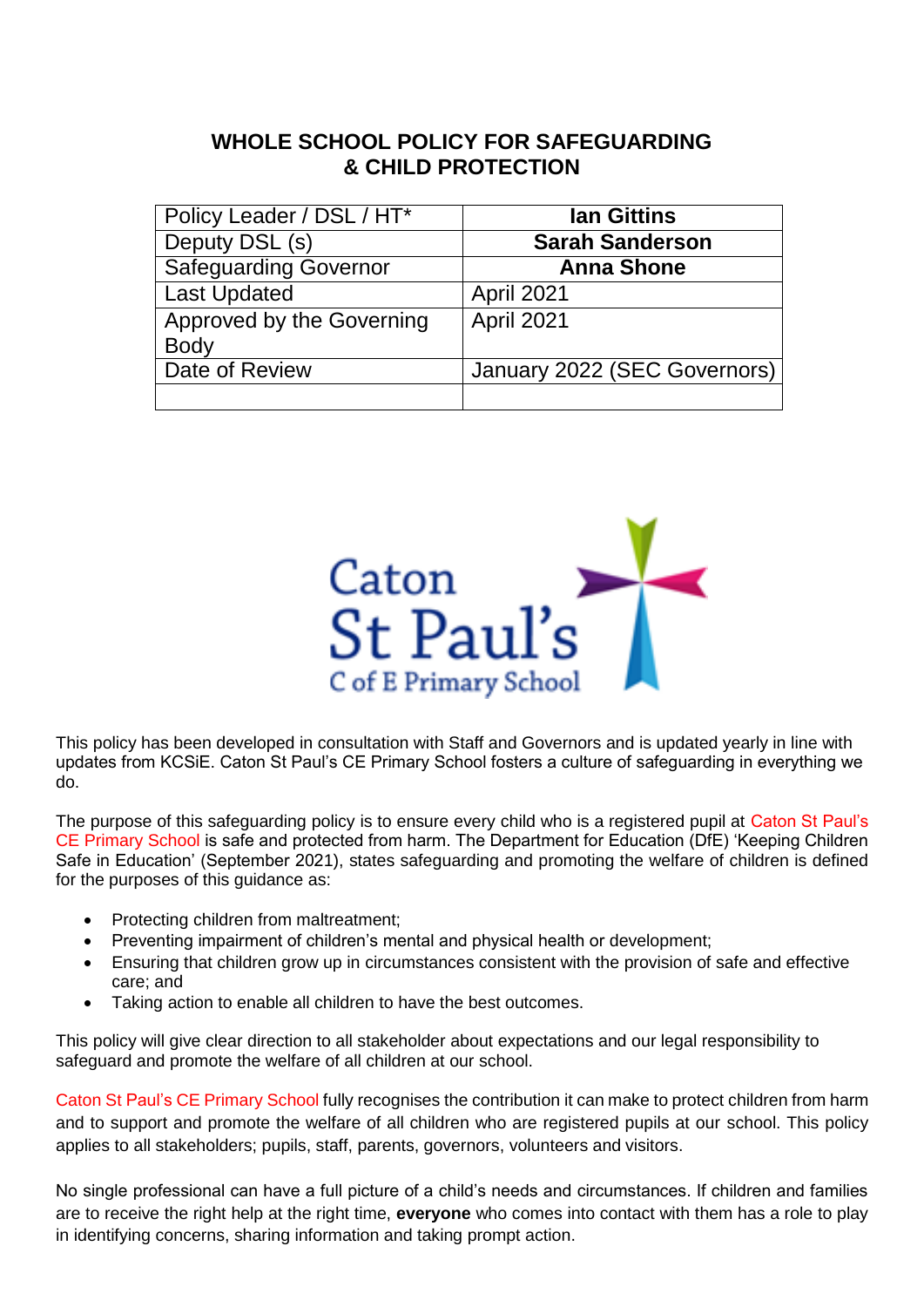# WHOLE SCHOOL POLICY FOR SAFEGUARDING & CHILD PROTECTION

| Policy Leader / DSL / HT* | **Ian Gittins** |
|---|---|
| Deputy DSL (s) | **Sarah Sanderson** |
| Safeguarding Governor | **Anna Shone** |
| Last Updated | April 2021 |
| Approved by the Governing Body | April 2021 |
| Date of Review | January 2022 (SEC Governors) |
| | |

This policy has been developed in consultation with Staff and Governors and is updated yearly in line with updates from KCSiE. Caton St Paul's CE Primary School fosters a culture of safeguarding in everything we do.

The purpose of this safeguarding policy is to ensure every child who is a registered pupil at Caton St Paul's CE Primary School is safe and protected from harm. The Department for Education (DfE) 'Keeping Children Safe in Education' (September 2021), states safeguarding and promoting the welfare of children is defined for the purposes of this guidance as:

- Protecting children from maltreatment;
- Preventing impairment of children's mental and physical health or development;
- Ensuring that children grow up in circumstances consistent with the provision of safe and effective care; and
- Taking action to enable all children to have the best outcomes.

This policy will give clear direction to all stakeholder about expectations and our legal responsibility to safeguard and promote the welfare of all children at our school.

Caton St Paul's CE Primary School fully recognises the contribution it can make to protect children from harm and to support and promote the welfare of all children who are registered pupils at our school. This policy applies to all stakeholders; pupils, staff, parents, governors, volunteers and visitors.

No single professional can have a full picture of a child's needs and circumstances. If children and families are to receive the right help at the right time, **everyone** who comes into contact with them has a role to play in identifying concerns, sharing information and taking prompt action.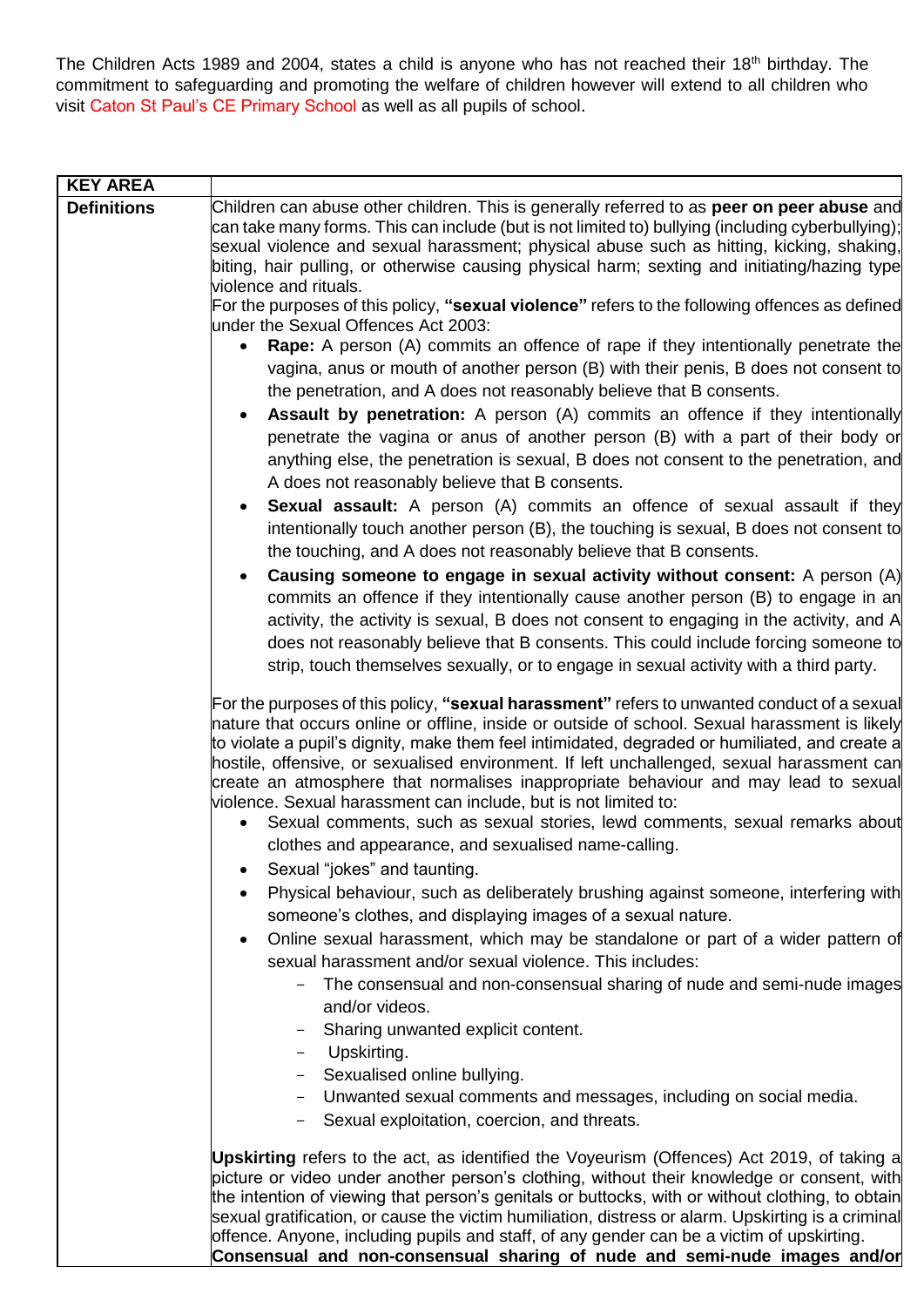The Children Acts 1989 and 2004, states a child is anyone who has not reached their 18th birthday. The commitment to safeguarding and promoting the welfare of children however will extend to all children who visit Caton St Paul's CE Primary School as well as all pupils of school.

| KEY AREA | |
|---|---|
| **Definitions** | Children can abuse other children. This is generally referred to as **peer on peer abuse** and can take many forms. This can include (but is not limited to) bullying (including cyberbullying); sexual violence and sexual harassment; physical abuse such as hitting, kicking, shaking, biting, hair pulling, or otherwise causing physical harm; sexting and initiating/hazing type violence and rituals.<br>For the purposes of this policy, **"sexual violence"** refers to the following offences as defined under the Sexual Offences Act 2003:<br>• **Rape:** A person (A) commits an offence of rape if they intentionally penetrate the vagina, anus or mouth of another person (B) with their penis, B does not consent to the penetration, and A does not reasonably believe that B consents.<br>• **Assault by penetration:** A person (A) commits an offence if they intentionally penetrate the vagina or anus of another person (B) with a part of their body or anything else, the penetration is sexual, B does not consent to the penetration, and A does not reasonably believe that B consents.<br>• **Sexual assault:** A person (A) commits an offence of sexual assault if they intentionally touch another person (B), the touching is sexual, B does not consent to the touching, and A does not reasonably believe that B consents.<br>• **Causing someone to engage in sexual activity without consent:** A person (A) commits an offence if they intentionally cause another person (B) to engage in an activity, the activity is sexual, B does not consent to engaging in the activity, and A does not reasonably believe that B consents. This could include forcing someone to strip, touch themselves sexually, or to engage in sexual activity with a third party.<br><br>For the purposes of this policy, **"sexual harassment"** refers to unwanted conduct of a sexual nature that occurs online or offline, inside or outside of school. Sexual harassment is likely to violate a pupil's dignity, make them feel intimidated, degraded or humiliated, and create a hostile, offensive, or sexualised environment. If left unchallenged, sexual harassment can create an atmosphere that normalises inappropriate behaviour and may lead to sexual violence. Sexual harassment can include, but is not limited to:<br>• Sexual comments, such as sexual stories, lewd comments, sexual remarks about clothes and appearance, and sexualised name-calling.<br>• Sexual "jokes" and taunting.<br>• Physical behaviour, such as deliberately brushing against someone, interfering with someone's clothes, and displaying images of a sexual nature.<br>• Online sexual harassment, which may be standalone or part of a wider pattern of sexual harassment and/or sexual violence. This includes:<br>  – The consensual and non-consensual sharing of nude and semi-nude images and/or videos.<br>  – Sharing unwanted explicit content.<br>  – Upskirting.<br>  – Sexualised online bullying.<br>  – Unwanted sexual comments and messages, including on social media.<br>  – Sexual exploitation, coercion, and threats.<br><br>**Upskirting** refers to the act, as identified the Voyeurism (Offences) Act 2019, of taking a picture or video under another person's clothing, without their knowledge or consent, with the intention of viewing that person's genitals or buttocks, with or without clothing, to obtain sexual gratification, or cause the victim humiliation, distress or alarm. Upskirting is a criminal offence. Anyone, including pupils and staff, of any gender can be a victim of upskirting.<br>**Consensual and non-consensual sharing of nude and semi-nude images and/or** |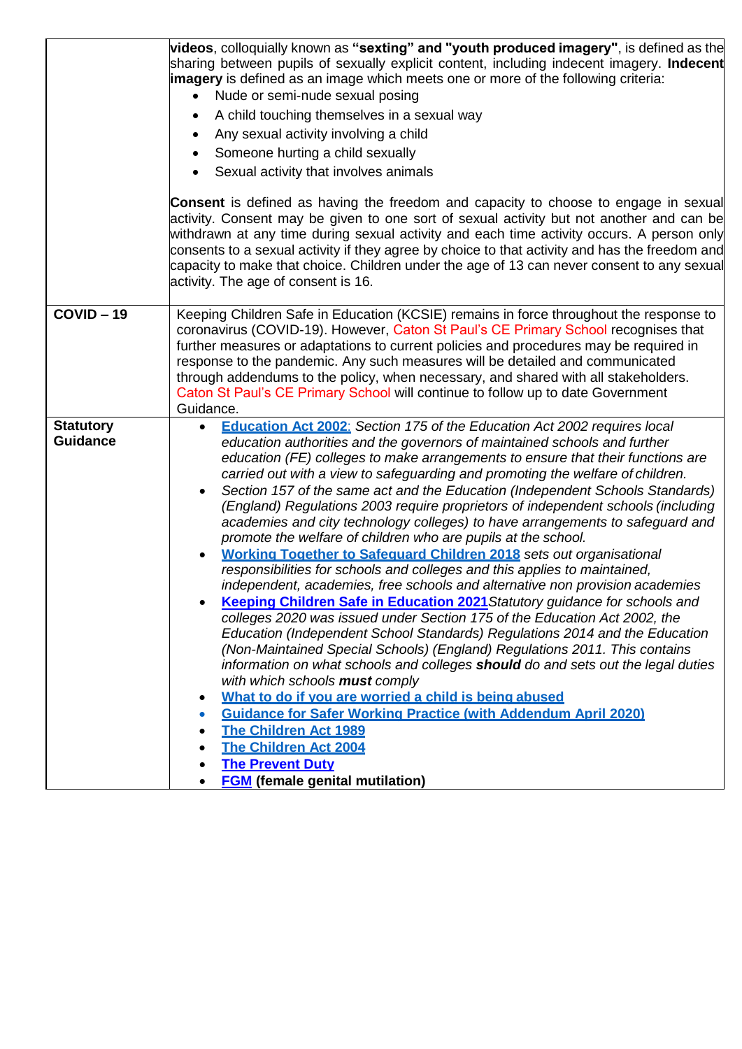| | |
|---|---|
| | **videos**, colloquially known as **"sexting" and "youth produced imagery"**, is defined as the sharing between pupils of sexually explicit content, including indecent imagery. **Indecent imagery** is defined as an image which meets one or more of the following criteria:<br>• Nude or semi-nude sexual posing<br>• A child touching themselves in a sexual way<br>• Any sexual activity involving a child<br>• Someone hurting a child sexually<br>• Sexual activity that involves animals<br><br>**Consent** is defined as having the freedom and capacity to choose to engage in sexual activity. Consent may be given to one sort of sexual activity but not another and can be withdrawn at any time during sexual activity and each time activity occurs. A person only consents to a sexual activity if they agree by choice to that activity and has the freedom and capacity to make that choice. Children under the age of 13 can never consent to any sexual activity. The age of consent is 16. |
| **COVID – 19** | Keeping Children Safe in Education (KCSIE) remains in force throughout the response to coronavirus (COVID-19). However, Caton St Paul's CE Primary School recognises that further measures or adaptations to current policies and procedures may be required in response to the pandemic. Any such measures will be detailed and communicated through addendums to the policy, when necessary, and shared with all stakeholders. Caton St Paul's CE Primary School will continue to follow up to date Government Guidance. |
| **Statutory Guidance** | • **Education Act 2002**: *Section 175 of the Education Act 2002 requires local education authorities and the governors of maintained schools and further education (FE) colleges to make arrangements to ensure that their functions are carried out with a view to safeguarding and promoting the welfare of children.*<br>• *Section 157 of the same act and the Education (Independent Schools Standards) (England) Regulations 2003 require proprietors of independent schools (including academies and city technology colleges) to have arrangements to safeguard and promote the welfare of children who are pupils at the school.*<br>• **Working Together to Safeguard Children 2018** *sets out organisational responsibilities for schools and colleges and this applies to maintained, independent, academies, free schools and alternative non provision academies*<br>• **Keeping Children Safe in Education 2021** *Statutory guidance for schools and colleges 2020 was issued under Section 175 of the Education Act 2002, the Education (Independent School Standards) Regulations 2014 and the Education (Non-Maintained Special Schools) (England) Regulations 2011. This contains information on what schools and colleges* ***should*** *do and sets out the legal duties with which schools* ***must*** *comply*<br>• **What to do if you are worried a child is being abused**<br>• **Guidance for Safer Working Practice (with Addendum April 2020)**<br>• **The Children Act 1989**<br>• **The Children Act 2004**<br>• **The Prevent Duty**<br>• **FGM (female genital mutilation)** |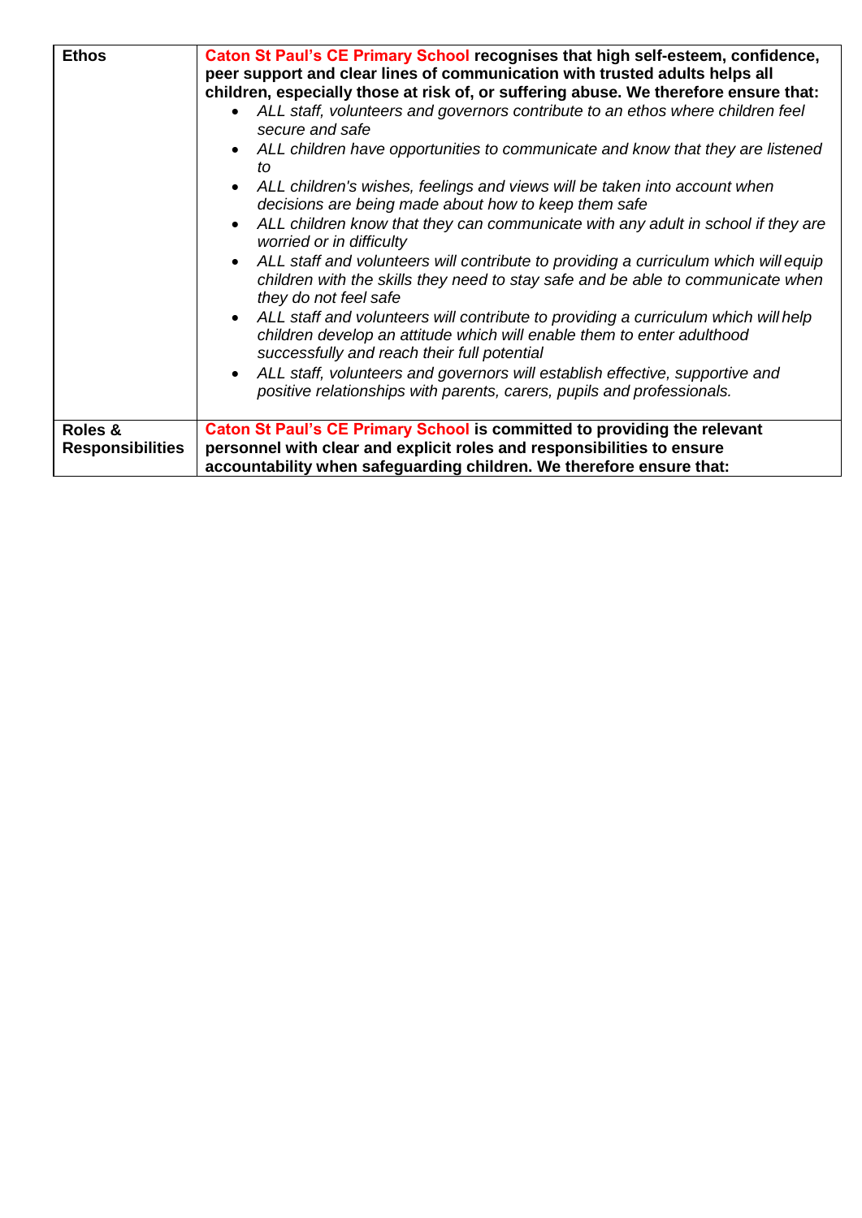| **Ethos** | **Caton St Paul's CE Primary School recognises that high self-esteem, confidence, peer support and clear lines of communication with trusted adults helps all children, especially those at risk of, or suffering abuse. We therefore ensure that:**<br>• *ALL staff, volunteers and governors contribute to an ethos where children feel secure and safe*<br>• *ALL children have opportunities to communicate and know that they are listened to*<br>• *ALL children's wishes, feelings and views will be taken into account when decisions are being made about how to keep them safe*<br>• *ALL children know that they can communicate with any adult in school if they are worried or in difficulty*<br>• *ALL staff and volunteers will contribute to providing a curriculum which will equip children with the skills they need to stay safe and be able to communicate when they do not feel safe*<br>• *ALL staff and volunteers will contribute to providing a curriculum which will help children develop an attitude which will enable them to enter adulthood successfully and reach their full potential*<br>• *ALL staff, volunteers and governors will establish effective, supportive and positive relationships with parents, carers, pupils and professionals.* |
|---|---|
| **Roles & Responsibilities** | **Caton St Paul's CE Primary School is committed to providing the relevant personnel with clear and explicit roles and responsibilities to ensure accountability when safeguarding children. We therefore ensure that:** |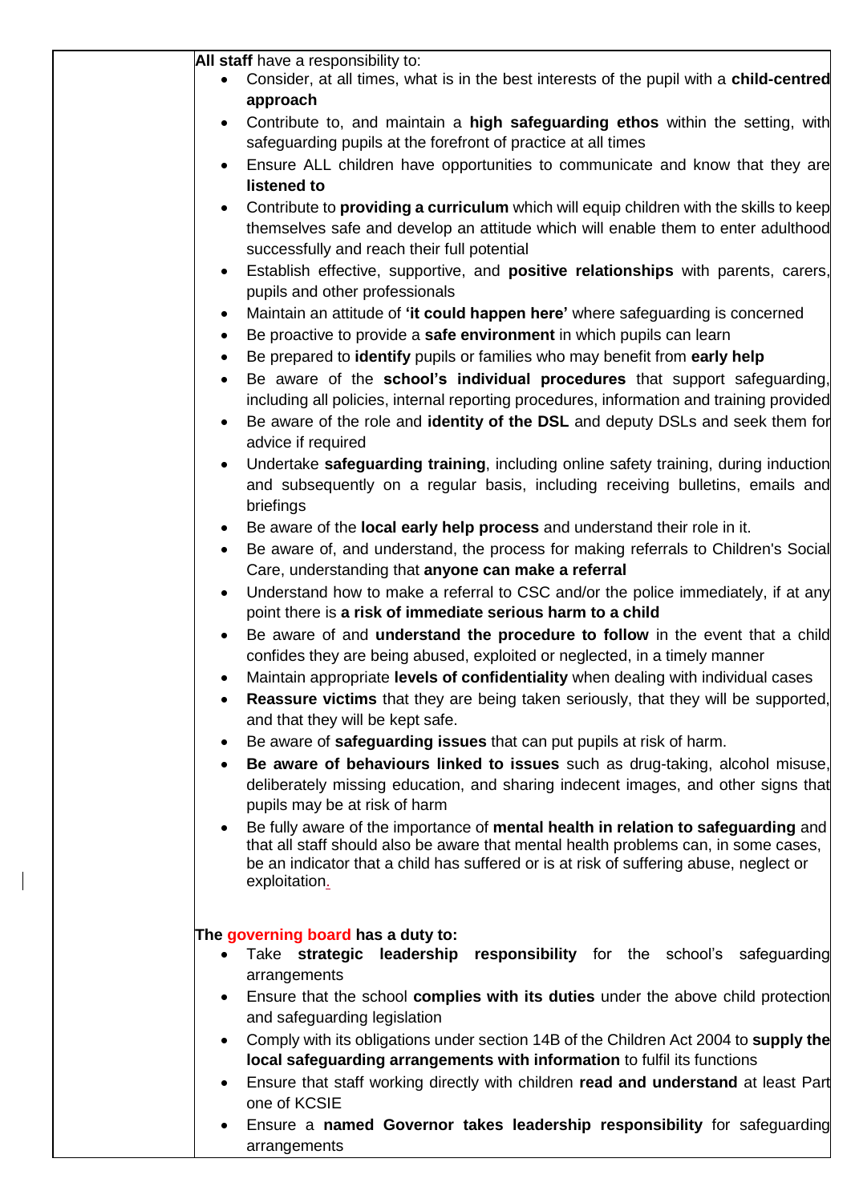**All staff** have a responsibility to:

- Consider, at all times, what is in the best interests of the pupil with a **child-centred approach**
- Contribute to, and maintain a **high safeguarding ethos** within the setting, with safeguarding pupils at the forefront of practice at all times
- Ensure ALL children have opportunities to communicate and know that they are **listened to**
- Contribute to **providing a curriculum** which will equip children with the skills to keep themselves safe and develop an attitude which will enable them to enter adulthood successfully and reach their full potential
- Establish effective, supportive, and **positive relationships** with parents, carers, pupils and other professionals
- Maintain an attitude of **'it could happen here'** where safeguarding is concerned
- Be proactive to provide a **safe environment** in which pupils can learn
- Be prepared to **identify** pupils or families who may benefit from **early help**
- Be aware of the **school's individual procedures** that support safeguarding, including all policies, internal reporting procedures, information and training provided
- Be aware of the role and **identity of the DSL** and deputy DSLs and seek them for advice if required
- Undertake **safeguarding training**, including online safety training, during induction and subsequently on a regular basis, including receiving bulletins, emails and briefings
- Be aware of the **local early help process** and understand their role in it.
- Be aware of, and understand, the process for making referrals to Children's Social Care, understanding that **anyone can make a referral**
- Understand how to make a referral to CSC and/or the police immediately, if at any point there is **a risk of immediate serious harm to a child**
- Be aware of and **understand the procedure to follow** in the event that a child confides they are being abused, exploited or neglected, in a timely manner
- Maintain appropriate **levels of confidentiality** when dealing with individual cases
- **Reassure victims** that they are being taken seriously, that they will be supported, and that they will be kept safe.
- Be aware of **safeguarding issues** that can put pupils at risk of harm.
- **Be aware of behaviours linked to issues** such as drug-taking, alcohol misuse, deliberately missing education, and sharing indecent images, and other signs that pupils may be at risk of harm
- Be fully aware of the importance of **mental health in relation to safeguarding** and that all staff should also be aware that mental health problems can, in some cases, be an indicator that a child has suffered or is at risk of suffering abuse, neglect or exploitation.

**The governing board has a duty to:**

- Take **strategic leadership responsibility** for the school's safeguarding arrangements
- Ensure that the school **complies with its duties** under the above child protection and safeguarding legislation
- Comply with its obligations under section 14B of the Children Act 2004 to **supply the local safeguarding arrangements with information** to fulfil its functions
- Ensure that staff working directly with children **read and understand** at least Part one of KCSIE
- Ensure a **named Governor takes leadership responsibility** for safeguarding arrangements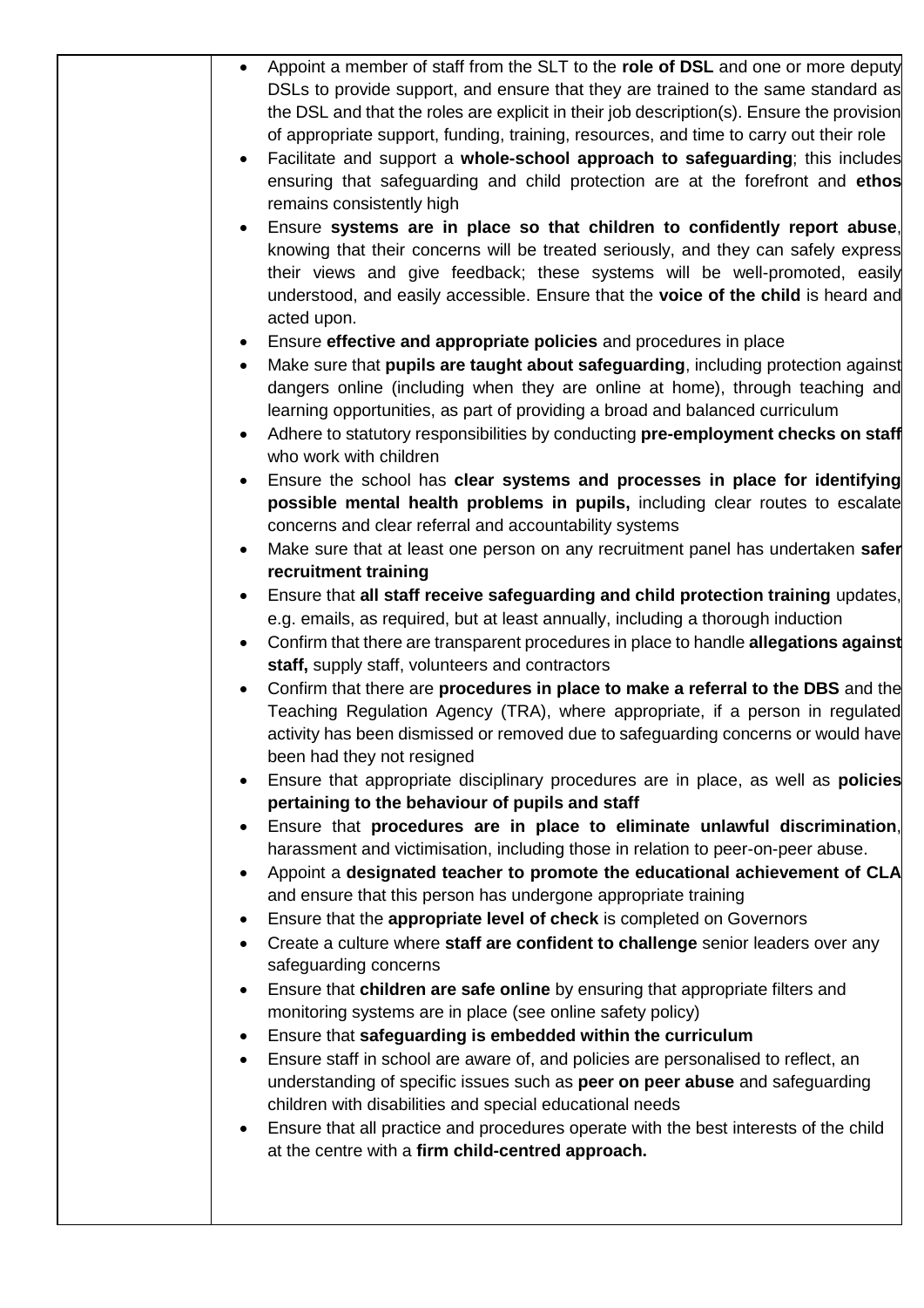| | |
|---|---|
| | • Appoint a member of staff from the SLT to the **role of DSL** and one or more deputy DSLs to provide support, and ensure that they are trained to the same standard as the DSL and that the roles are explicit in their job description(s). Ensure the provision of appropriate support, funding, training, resources, and time to carry out their role<br>• Facilitate and support a **whole-school approach to safeguarding**; this includes ensuring that safeguarding and child protection are at the forefront and **ethos** remains consistently high<br>• Ensure **systems are in place so that children to confidently report abuse**, knowing that their concerns will be treated seriously, and they can safely express their views and give feedback; these systems will be well-promoted, easily understood, and easily accessible. Ensure that the **voice of the child** is heard and acted upon.<br>• Ensure **effective and appropriate policies** and procedures in place<br>• Make sure that **pupils are taught about safeguarding**, including protection against dangers online (including when they are online at home), through teaching and learning opportunities, as part of providing a broad and balanced curriculum<br>• Adhere to statutory responsibilities by conducting **pre-employment checks on staff** who work with children<br>• Ensure the school has **clear systems and processes in place for identifying possible mental health problems in pupils,** including clear routes to escalate concerns and clear referral and accountability systems<br>• Make sure that at least one person on any recruitment panel has undertaken **safer recruitment training**<br>• Ensure that **all staff receive safeguarding and child protection training** updates, e.g. emails, as required, but at least annually, including a thorough induction<br>• Confirm that there are transparent procedures in place to handle **allegations against staff,** supply staff, volunteers and contractors<br>• Confirm that there are **procedures in place to make a referral to the DBS** and the Teaching Regulation Agency (TRA), where appropriate, if a person in regulated activity has been dismissed or removed due to safeguarding concerns or would have been had they not resigned<br>• Ensure that appropriate disciplinary procedures are in place, as well as **policies pertaining to the behaviour of pupils and staff**<br>• Ensure that **procedures are in place to eliminate unlawful discrimination**, harassment and victimisation, including those in relation to peer-on-peer abuse.<br>• Appoint a **designated teacher to promote the educational achievement of CLA** and ensure that this person has undergone appropriate training<br>• Ensure that the **appropriate level of check** is completed on Governors<br>• Create a culture where **staff are confident to challenge** senior leaders over any safeguarding concerns<br>• Ensure that **children are safe online** by ensuring that appropriate filters and monitoring systems are in place (see online safety policy)<br>• Ensure that **safeguarding is embedded within the curriculum**<br>• Ensure staff in school are aware of, and policies are personalised to reflect, an understanding of specific issues such as **peer on peer abuse** and safeguarding children with disabilities and special educational needs<br>• Ensure that all practice and procedures operate with the best interests of the child at the centre with a **firm child-centred approach.** |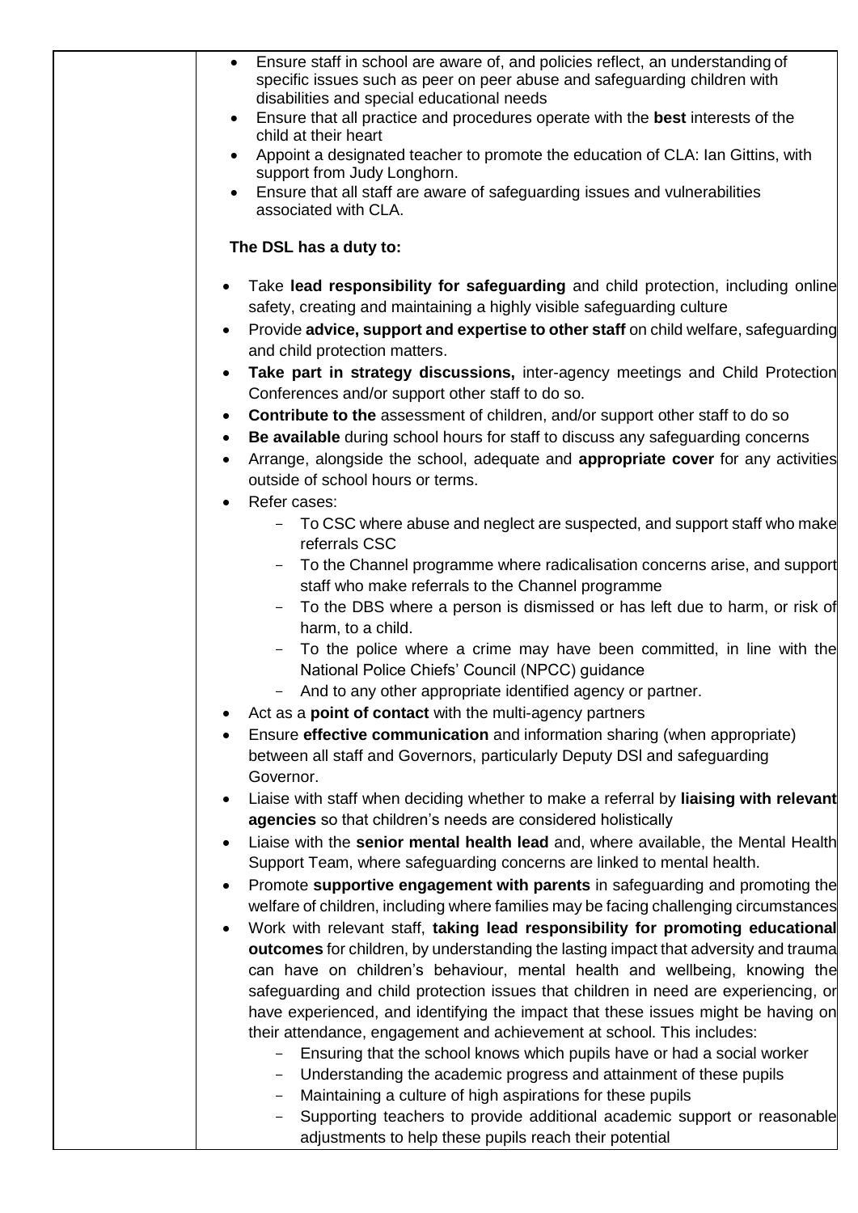| | |
|---|---|
| | <ul><li>Ensure staff in school are aware of, and policies reflect, an understanding of specific issues such as peer on peer abuse and safeguarding children with disabilities and special educational needs</li><li>Ensure that all practice and procedures operate with the **best** interests of the child at their heart</li><li>Appoint a designated teacher to promote the education of CLA: Ian Gittins, with support from Judy Longhorn.</li><li>Ensure that all staff are aware of safeguarding issues and vulnerabilities associated with CLA.</li></ul> **The DSL has a duty to:** <ul><li>Take **lead responsibility for safeguarding** and child protection, including online safety, creating and maintaining a highly visible safeguarding culture</li><li>Provide **advice, support and expertise to other staff** on child welfare, safeguarding and child protection matters.</li><li>**Take part in strategy discussions,** inter-agency meetings and Child Protection Conferences and/or support other staff to do so.</li><li>**Contribute to the** assessment of children, and/or support other staff to do so</li><li>**Be available** during school hours for staff to discuss any safeguarding concerns</li><li>Arrange, alongside the school, adequate and **appropriate cover** for any activities outside of school hours or terms.</li><li>Refer cases:<ul><li>To CSC where abuse and neglect are suspected, and support staff who make referrals CSC</li><li>To the Channel programme where radicalisation concerns arise, and support staff who make referrals to the Channel programme</li><li>To the DBS where a person is dismissed or has left due to harm, or risk of harm, to a child.</li><li>To the police where a crime may have been committed, in line with the National Police Chiefs' Council (NPCC) guidance</li><li>And to any other appropriate identified agency or partner.</li></ul></li><li>Act as a **point of contact** with the multi-agency partners</li><li>Ensure **effective communication** and information sharing (when appropriate) between all staff and Governors, particularly Deputy DSl and safeguarding Governor.</li><li>Liaise with staff when deciding whether to make a referral by **liaising with relevant agencies** so that children's needs are considered holistically</li><li>Liaise with the **senior mental health lead** and, where available, the Mental Health Support Team, where safeguarding concerns are linked to mental health.</li><li>Promote **supportive engagement with parents** in safeguarding and promoting the welfare of children, including where families may be facing challenging circumstances</li><li>Work with relevant staff, **taking lead responsibility for promoting educational outcomes** for children, by understanding the lasting impact that adversity and trauma can have on children's behaviour, mental health and wellbeing, knowing the safeguarding and child protection issues that children in need are experiencing, or have experienced, and identifying the impact that these issues might be having on their attendance, engagement and achievement at school. This includes:<ul><li>Ensuring that the school knows which pupils have or had a social worker</li><li>Understanding the academic progress and attainment of these pupils</li><li>Maintaining a culture of high aspirations for these pupils</li><li>Supporting teachers to provide additional academic support or reasonable adjustments to help these pupils reach their potential</li></ul></li></ul> |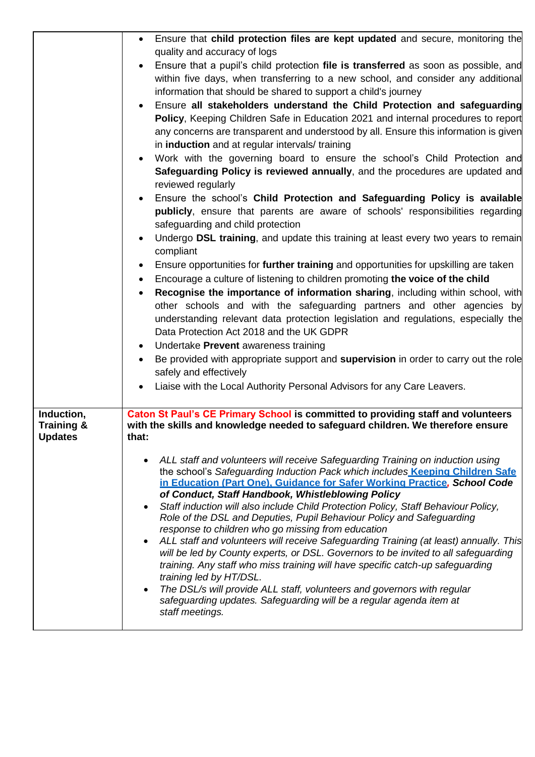| | |
|---|---|
| | • Ensure that **child protection files are kept updated** and secure, monitoring the quality and accuracy of logs<br>• Ensure that a pupil's child protection **file is transferred** as soon as possible, and within five days, when transferring to a new school, and consider any additional information that should be shared to support a child's journey<br>• Ensure **all stakeholders understand the Child Protection and safeguarding Policy**, Keeping Children Safe in Education 2021 and internal procedures to report any concerns are transparent and understood by all. Ensure this information is given in **induction** and at regular intervals/ training<br>• Work with the governing board to ensure the school's Child Protection and **Safeguarding Policy is reviewed annually**, and the procedures are updated and reviewed regularly<br>• Ensure the school's **Child Protection and Safeguarding Policy is available publicly**, ensure that parents are aware of schools' responsibilities regarding safeguarding and child protection<br>• Undergo **DSL training**, and update this training at least every two years to remain compliant<br>• Ensure opportunities for **further training** and opportunities for upskilling are taken<br>• Encourage a culture of listening to children promoting **the voice of the child**<br>• **Recognise the importance of information sharing**, including within school, with other schools and with the safeguarding partners and other agencies by understanding relevant data protection legislation and regulations, especially the Data Protection Act 2018 and the UK GDPR<br>• Undertake **Prevent** awareness training<br>• Be provided with appropriate support and **supervision** in order to carry out the role safely and effectively<br>• Liaise with the Local Authority Personal Advisors for any Care Leavers. |
| **Induction, Training & Updates** | **Caton St Paul's CE Primary School is committed to providing staff and volunteers with the skills and knowledge needed to safeguard children. We therefore ensure that:**<br><br>• *ALL staff and volunteers will receive Safeguarding Training on induction using* the school's *Safeguarding Induction Pack which includes* **Keeping Children Safe in Education (Part One), Guidance for Safer Working Practice**, ***School Code of Conduct, Staff Handbook, Whistleblowing Policy***<br>• *Staff induction will also include Child Protection Policy, Staff Behaviour Policy, Role of the DSL and Deputies, Pupil Behaviour Policy and Safeguarding response to children who go missing from education*<br>• *ALL staff and volunteers will receive Safeguarding Training (at least) annually. This will be led by County experts, or DSL. Governors to be invited to all safeguarding training. Any staff who miss training will have specific catch-up safeguarding training led by HT/DSL.*<br>• *The DSL/s will provide ALL staff, volunteers and governors with regular safeguarding updates. Safeguarding will be a regular agenda item at staff meetings.* |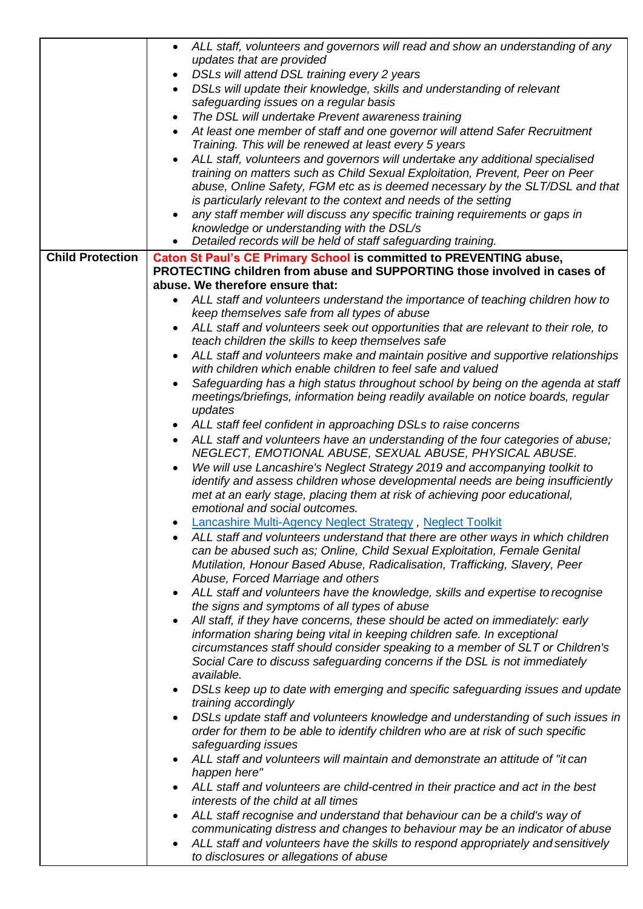| | |
|---|---|
| | • *ALL staff, volunteers and governors will read and show an understanding of any updates that are provided*<br>• *DSLs will attend DSL training every 2 years*<br>• *DSLs will update their knowledge, skills and understanding of relevant safeguarding issues on a regular basis*<br>• *The DSL will undertake Prevent awareness training*<br>• *At least one member of staff and one governor will attend Safer Recruitment Training. This will be renewed at least every 5 years*<br>• *ALL staff, volunteers and governors will undertake any additional specialised training on matters such as Child Sexual Exploitation, Prevent, Peer on Peer abuse, Online Safety, FGM etc as is deemed necessary by the SLT/DSL and that is particularly relevant to the context and needs of the setting*<br>• *any staff member will discuss any specific training requirements or gaps in knowledge or understanding with the DSL/s*<br>• *Detailed records will be held of staff safeguarding training.* |
| **Child Protection** | **Caton St Paul's CE Primary School is committed to PREVENTING abuse, PROTECTING children from abuse and SUPPORTING those involved in cases of abuse. We therefore ensure that:**<br>• *ALL staff and volunteers understand the importance of teaching children how to keep themselves safe from all types of abuse*<br>• *ALL staff and volunteers seek out opportunities that are relevant to their role, to teach children the skills to keep themselves safe*<br>• *ALL staff and volunteers make and maintain positive and supportive relationships with children which enable children to feel safe and valued*<br>• *Safeguarding has a high status throughout school by being on the agenda at staff meetings/briefings, information being readily available on notice boards, regular updates*<br>• *ALL staff feel confident in approaching DSLs to raise concerns*<br>• *ALL staff and volunteers have an understanding of the four categories of abuse; NEGLECT, EMOTIONAL ABUSE, SEXUAL ABUSE, PHYSICAL ABUSE.*<br>• *We will use Lancashire's Neglect Strategy 2019 and accompanying toolkit to identify and assess children whose developmental needs are being insufficiently met at an early stage, placing them at risk of achieving poor educational, emotional and social outcomes.*<br>• Lancashire Multi-Agency Neglect Strategy , Neglect Toolkit<br>• *ALL staff and volunteers understand that there are other ways in which children can be abused such as; Online, Child Sexual Exploitation, Female Genital Mutilation, Honour Based Abuse, Radicalisation, Trafficking, Slavery, Peer Abuse, Forced Marriage and others*<br>• *ALL staff and volunteers have the knowledge, skills and expertise to recognise the signs and symptoms of all types of abuse*<br>• *All staff, if they have concerns, these should be acted on immediately: early information sharing being vital in keeping children safe. In exceptional circumstances staff should consider speaking to a member of SLT or Children's Social Care to discuss safeguarding concerns if the DSL is not immediately available.*<br>• *DSLs keep up to date with emerging and specific safeguarding issues and update training accordingly*<br>• *DSLs update staff and volunteers knowledge and understanding of such issues in order for them to be able to identify children who are at risk of such specific safeguarding issues*<br>• *ALL staff and volunteers will maintain and demonstrate an attitude of "it can happen here"*<br>• *ALL staff and volunteers are child-centred in their practice and act in the best interests of the child at all times*<br>• *ALL staff recognise and understand that behaviour can be a child's way of communicating distress and changes to behaviour may be an indicator of abuse*<br>• *ALL staff and volunteers have the skills to respond appropriately and sensitively to disclosures or allegations of abuse* |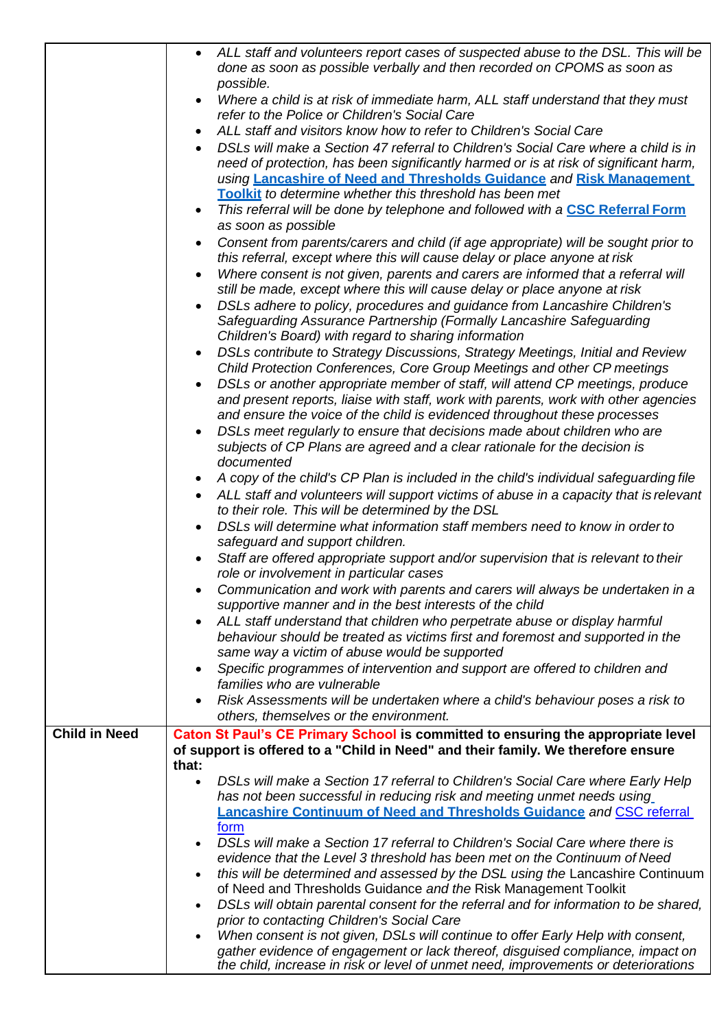| | |
|---|---|
| | <ul><li>*ALL staff and volunteers report cases of suspected abuse to the DSL. This will be done as soon as possible verbally and then recorded on CPOMS as soon as possible.*</li><li>*Where a child is at risk of immediate harm, ALL staff understand that they must refer to the Police or Children's Social Care*</li><li>*ALL staff and visitors know how to refer to Children's Social Care*</li><li>*DSLs will make a Section 47 referral to Children's Social Care where a child is in need of protection, has been significantly harmed or is at risk of significant harm, using* **Lancashire of Need and Thresholds Guidance** *and* **Risk Management Toolkit** *to determine whether this threshold has been met*</li><li>*This referral will be done by telephone and followed with a* **CSC Referral Form** *as soon as possible*</li><li>*Consent from parents/carers and child (if age appropriate) will be sought prior to this referral, except where this will cause delay or place anyone at risk*</li><li>*Where consent is not given, parents and carers are informed that a referral will still be made, except where this will cause delay or place anyone at risk*</li><li>*DSLs adhere to policy, procedures and guidance from Lancashire Children's Safeguarding Assurance Partnership (Formally Lancashire Safeguarding Children's Board) with regard to sharing information*</li><li>*DSLs contribute to Strategy Discussions, Strategy Meetings, Initial and Review Child Protection Conferences, Core Group Meetings and other CP meetings*</li><li>*DSLs or another appropriate member of staff, will attend CP meetings, produce and present reports, liaise with staff, work with parents, work with other agencies and ensure the voice of the child is evidenced throughout these processes*</li><li>*DSLs meet regularly to ensure that decisions made about children who are subjects of CP Plans are agreed and a clear rationale for the decision is documented*</li><li>*A copy of the child's CP Plan is included in the child's individual safeguarding file*</li><li>*ALL staff and volunteers will support victims of abuse in a capacity that is relevant to their role. This will be determined by the DSL*</li><li>*DSLs will determine what information staff members need to know in order to safeguard and support children.*</li><li>*Staff are offered appropriate support and/or supervision that is relevant to their role or involvement in particular cases*</li><li>*Communication and work with parents and carers will always be undertaken in a supportive manner and in the best interests of the child*</li><li>*ALL staff understand that children who perpetrate abuse or display harmful behaviour should be treated as victims first and foremost and supported in the same way a victim of abuse would be supported*</li><li>*Specific programmes of intervention and support are offered to children and families who are vulnerable*</li><li>*Risk Assessments will be undertaken where a child's behaviour poses a risk to others, themselves or the environment.*</li></ul> |
| **Child in Need** | **Caton St Paul's CE Primary School is committed to ensuring the appropriate level of support is offered to a "Child in Need" and their family. We therefore ensure that:**<ul><li>*DSLs will make a Section 17 referral to Children's Social Care where Early Help has not been successful in reducing risk and meeting unmet needs using* **Lancashire Continuum of Need and Thresholds Guidance** *and* CSC referral form</li><li>*DSLs will make a Section 17 referral to Children's Social Care where there is evidence that the Level 3 threshold has been met on the Continuum of Need*</li><li>*this will be determined and assessed by the DSL using the* Lancashire Continuum of Need and Thresholds Guidance *and the* Risk Management Toolkit</li><li>*DSLs will obtain parental consent for the referral and for information to be shared, prior to contacting Children's Social Care*</li><li>*When consent is not given, DSLs will continue to offer Early Help with consent, gather evidence of engagement or lack thereof, disguised compliance, impact on the child, increase in risk or level of unmet need, improvements or deteriorations*</li></ul> |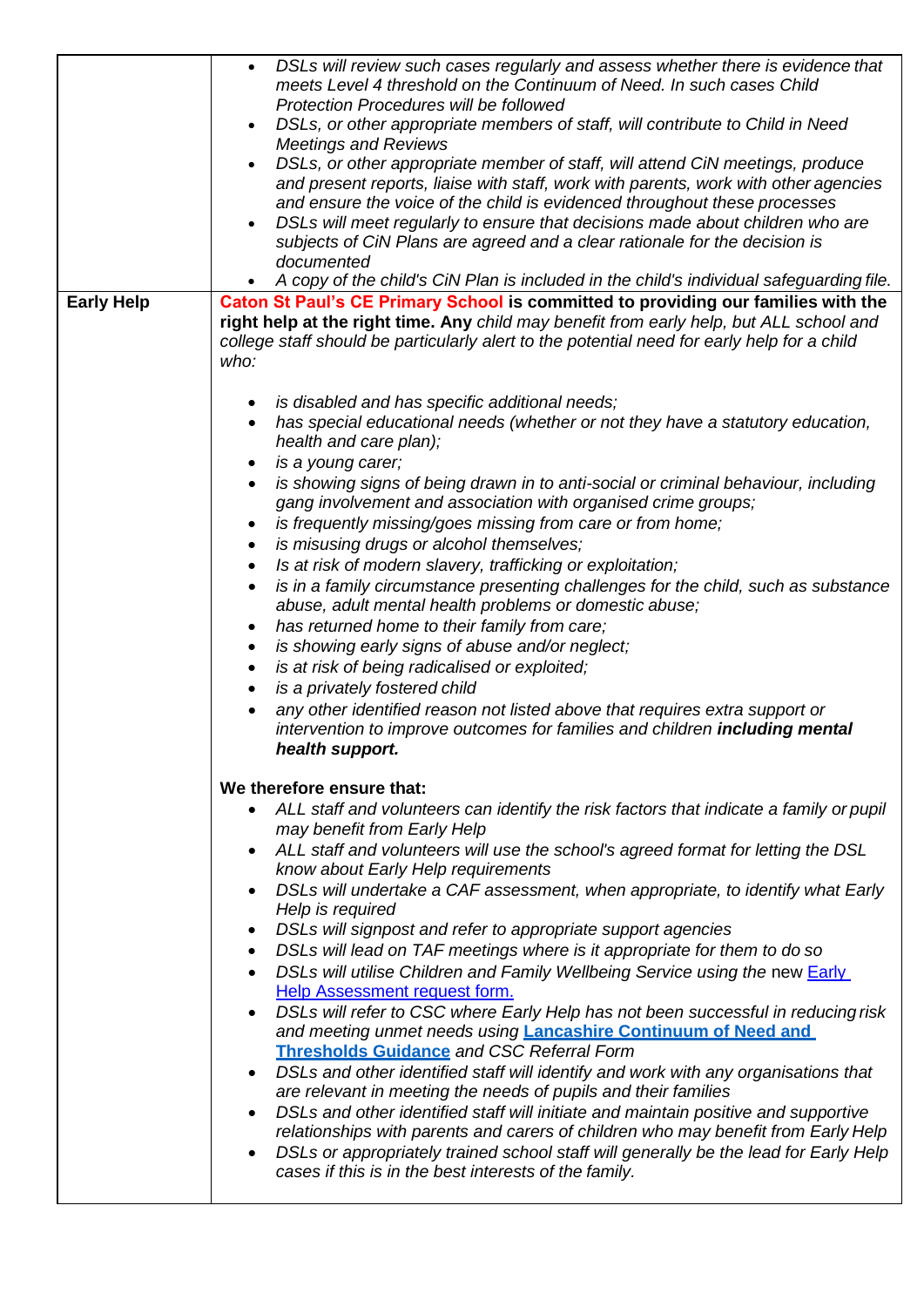| | |
|---|---|
| | • *DSLs will review such cases regularly and assess whether there is evidence that meets Level 4 threshold on the Continuum of Need. In such cases Child Protection Procedures will be followed*<br>• *DSLs, or other appropriate members of staff, will contribute to Child in Need Meetings and Reviews*<br>• *DSLs, or other appropriate member of staff, will attend CiN meetings, produce and present reports, liaise with staff, work with parents, work with other agencies and ensure the voice of the child is evidenced throughout these processes*<br>• *DSLs will meet regularly to ensure that decisions made about children who are subjects of CiN Plans are agreed and a clear rationale for the decision is documented*<br>• *A copy of the child's CiN Plan is included in the child's individual safeguarding file.* |
| **Early Help** | **Caton St Paul's CE Primary School is committed to providing our families with the right help at the right time. Any** *child may benefit from early help, but ALL school and college staff should be particularly alert to the potential need for early help for a child who:*<br><br>• *is disabled and has specific additional needs;*<br>• *has special educational needs (whether or not they have a statutory education, health and care plan);*<br>• *is a young carer;*<br>• *is showing signs of being drawn in to anti-social or criminal behaviour, including gang involvement and association with organised crime groups;*<br>• *is frequently missing/goes missing from care or from home;*<br>• *is misusing drugs or alcohol themselves;*<br>• *Is at risk of modern slavery, trafficking or exploitation;*<br>• *is in a family circumstance presenting challenges for the child, such as substance abuse, adult mental health problems or domestic abuse;*<br>• *has returned home to their family from care;*<br>• *is showing early signs of abuse and/or neglect;*<br>• *is at risk of being radicalised or exploited;*<br>• *is a privately fostered child*<br>• *any other identified reason not listed above that requires extra support or intervention to improve outcomes for families and children* ***including mental health support.***<br><br>**We therefore ensure that:**<br>• *ALL staff and volunteers can identify the risk factors that indicate a family or pupil may benefit from Early Help*<br>• *ALL staff and volunteers will use the school's agreed format for letting the DSL know about Early Help requirements*<br>• *DSLs will undertake a CAF assessment, when appropriate, to identify what Early Help is required*<br>• *DSLs will signpost and refer to appropriate support agencies*<br>• *DSLs will lead on TAF meetings where is it appropriate for them to do so*<br>• *DSLs will utilise Children and Family Wellbeing Service using the* new Early Help Assessment request form.<br>• *DSLs will refer to CSC where Early Help has not been successful in reducing risk and meeting unmet needs using* **Lancashire Continuum of Need and Thresholds Guidance** *and CSC Referral Form*<br>• *DSLs and other identified staff will identify and work with any organisations that are relevant in meeting the needs of pupils and their families*<br>• *DSLs and other identified staff will initiate and maintain positive and supportive relationships with parents and carers of children who may benefit from Early Help*<br>• *DSLs or appropriately trained school staff will generally be the lead for Early Help cases if this is in the best interests of the family.* |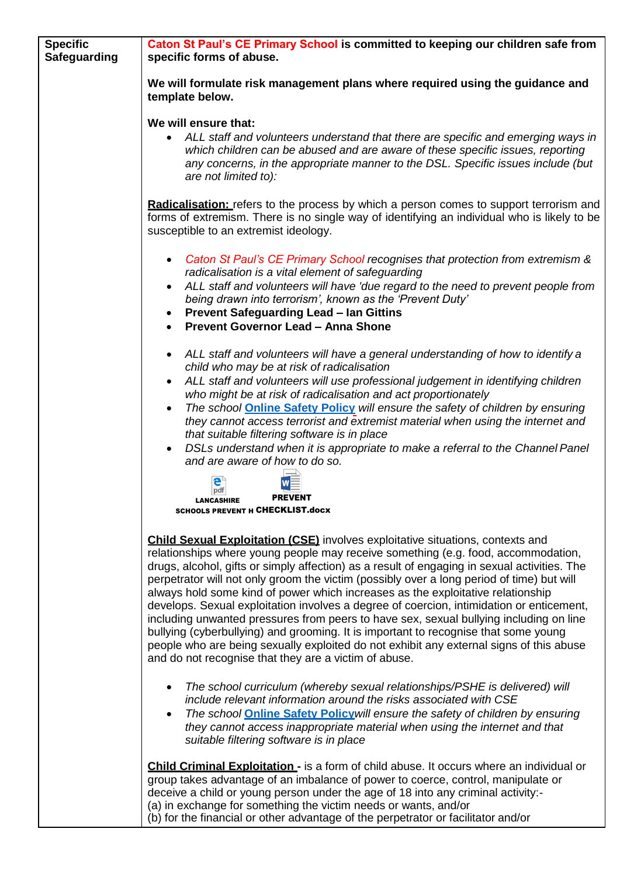| Specific Safeguarding | |
|---|---|
| **Specific Safeguarding** | **Caton St Paul's CE Primary School is committed to keeping our children safe from specific forms of abuse.**<br><br>**We will formulate risk management plans where required using the guidance and template below.**<br><br>**We will ensure that:**<br>• *ALL staff and volunteers understand that there are specific and emerging ways in which children can be abused and are aware of these specific issues, reporting any concerns, in the appropriate manner to the DSL. Specific issues include (but are not limited to):*<br><br>**Radicalisation:** refers to the process by which a person comes to support terrorism and forms of extremism. There is no single way of identifying an individual who is likely to be susceptible to an extremist ideology.<br><br>• *Caton St Paul's CE Primary School recognises that protection from extremism & radicalisation is a vital element of safeguarding*<br>• *ALL staff and volunteers will have 'due regard to the need to prevent people from being drawn into terrorism', known as the 'Prevent Duty'*<br>• **Prevent Safeguarding Lead – Ian Gittins**<br>• **Prevent Governor Lead – Anna Shone**<br><br>• *ALL staff and volunteers will have a general understanding of how to identify a child who may be at risk of radicalisation*<br>• *ALL staff and volunteers will use professional judgement in identifying children who might be at risk of radicalisation and act proportionately*<br>• *The school **Online Safety Policy** will ensure the safety of children by ensuring they cannot access terrorist and extremist material when using the internet and that suitable filtering software is in place*<br>• *DSLs understand when it is appropriate to make a referral to the Channel Panel and are aware of how to do so.*<br><br>LANCASHIRE SCHOOLS PREVENT H &nbsp;&nbsp; PREVENT CHECKLIST.docx<br><br>**Child Sexual Exploitation (CSE)** involves exploitative situations, contexts and relationships where young people may receive something (e.g. food, accommodation, drugs, alcohol, gifts or simply affection) as a result of engaging in sexual activities. The perpetrator will not only groom the victim (possibly over a long period of time) but will always hold some kind of power which increases as the exploitative relationship develops. Sexual exploitation involves a degree of coercion, intimidation or enticement, including unwanted pressures from peers to have sex, sexual bullying including on line bullying (cyberbullying) and grooming. It is important to recognise that some young people who are being sexually exploited do not exhibit any external signs of this abuse and do not recognise that they are a victim of abuse.<br><br>• *The school curriculum (whereby sexual relationships/PSHE is delivered) will include relevant information around the risks associated with CSE*<br>• *The school **Online Safety Policy** will ensure the safety of children by ensuring they cannot access inappropriate material when using the internet and that suitable filtering software is in place*<br><br>**Child Criminal Exploitation -** is a form of child abuse. It occurs where an individual or group takes advantage of an imbalance of power to coerce, control, manipulate or deceive a child or young person under the age of 18 into any criminal activity:-<br>(a) in exchange for something the victim needs or wants, and/or<br>(b) for the financial or other advantage of the perpetrator or facilitator and/or |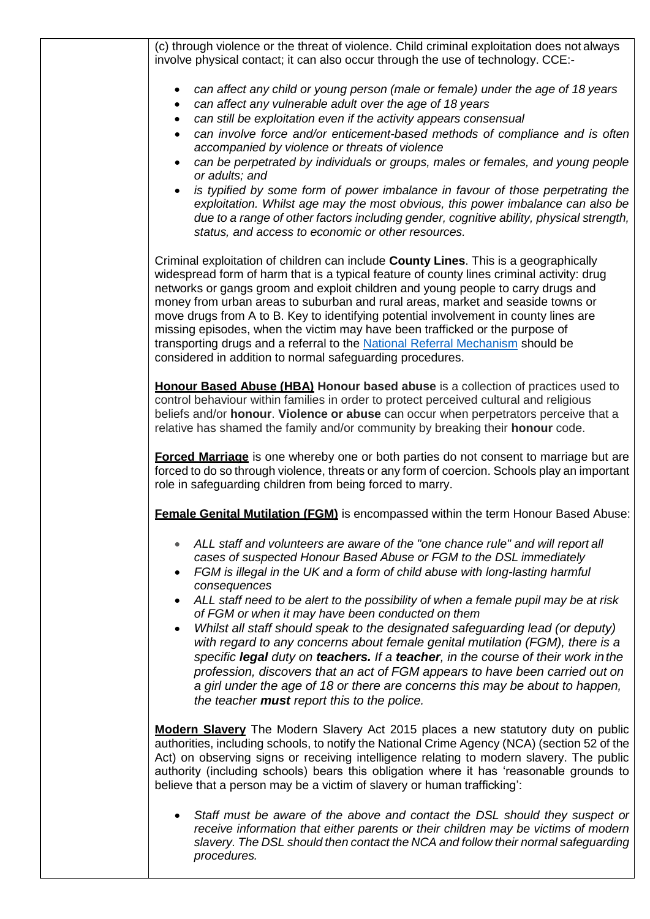(c) through violence or the threat of violence. Child criminal exploitation does not always involve physical contact; it can also occur through the use of technology. CCE:-

- *can affect any child or young person (male or female) under the age of 18 years*
- *can affect any vulnerable adult over the age of 18 years*
- *can still be exploitation even if the activity appears consensual*
- *can involve force and/or enticement-based methods of compliance and is often accompanied by violence or threats of violence*
- *can be perpetrated by individuals or groups, males or females, and young people or adults; and*
- *is typified by some form of power imbalance in favour of those perpetrating the exploitation. Whilst age may the most obvious, this power imbalance can also be due to a range of other factors including gender, cognitive ability, physical strength, status, and access to economic or other resources.*

Criminal exploitation of children can include **County Lines**. This is a geographically widespread form of harm that is a typical feature of county lines criminal activity: drug networks or gangs groom and exploit children and young people to carry drugs and money from urban areas to suburban and rural areas, market and seaside towns or move drugs from A to B. Key to identifying potential involvement in county lines are missing episodes, when the victim may have been trafficked or the purpose of transporting drugs and a referral to the National Referral Mechanism should be considered in addition to normal safeguarding procedures.

**Honour Based Abuse (HBA) Honour based abuse** is a collection of practices used to control behaviour within families in order to protect perceived cultural and religious beliefs and/or **honour**. **Violence or abuse** can occur when perpetrators perceive that a relative has shamed the family and/or community by breaking their **honour** code.

**Forced Marriage** is one whereby one or both parties do not consent to marriage but are forced to do so through violence, threats or any form of coercion. Schools play an important role in safeguarding children from being forced to marry.

**Female Genital Mutilation (FGM)** is encompassed within the term Honour Based Abuse:

- *ALL staff and volunteers are aware of the "one chance rule" and will report all cases of suspected Honour Based Abuse or FGM to the DSL immediately*
- *FGM is illegal in the UK and a form of child abuse with long-lasting harmful consequences*
- *ALL staff need to be alert to the possibility of when a female pupil may be at risk of FGM or when it may have been conducted on them*
- *Whilst all staff should speak to the designated safeguarding lead (or deputy) with regard to any concerns about female genital mutilation (FGM), there is a specific **legal** duty on **teachers.** If a **teacher**, in the course of their work in the profession, discovers that an act of FGM appears to have been carried out on a girl under the age of 18 or there are concerns this may be about to happen, the teacher **must** report this to the police.*

**Modern Slavery** The Modern Slavery Act 2015 places a new statutory duty on public authorities, including schools, to notify the National Crime Agency (NCA) (section 52 of the Act) on observing signs or receiving intelligence relating to modern slavery. The public authority (including schools) bears this obligation where it has 'reasonable grounds to believe that a person may be a victim of slavery or human trafficking':

- *Staff must be aware of the above and contact the DSL should they suspect or receive information that either parents or their children may be victims of modern slavery. The DSL should then contact the NCA and follow their normal safeguarding procedures.*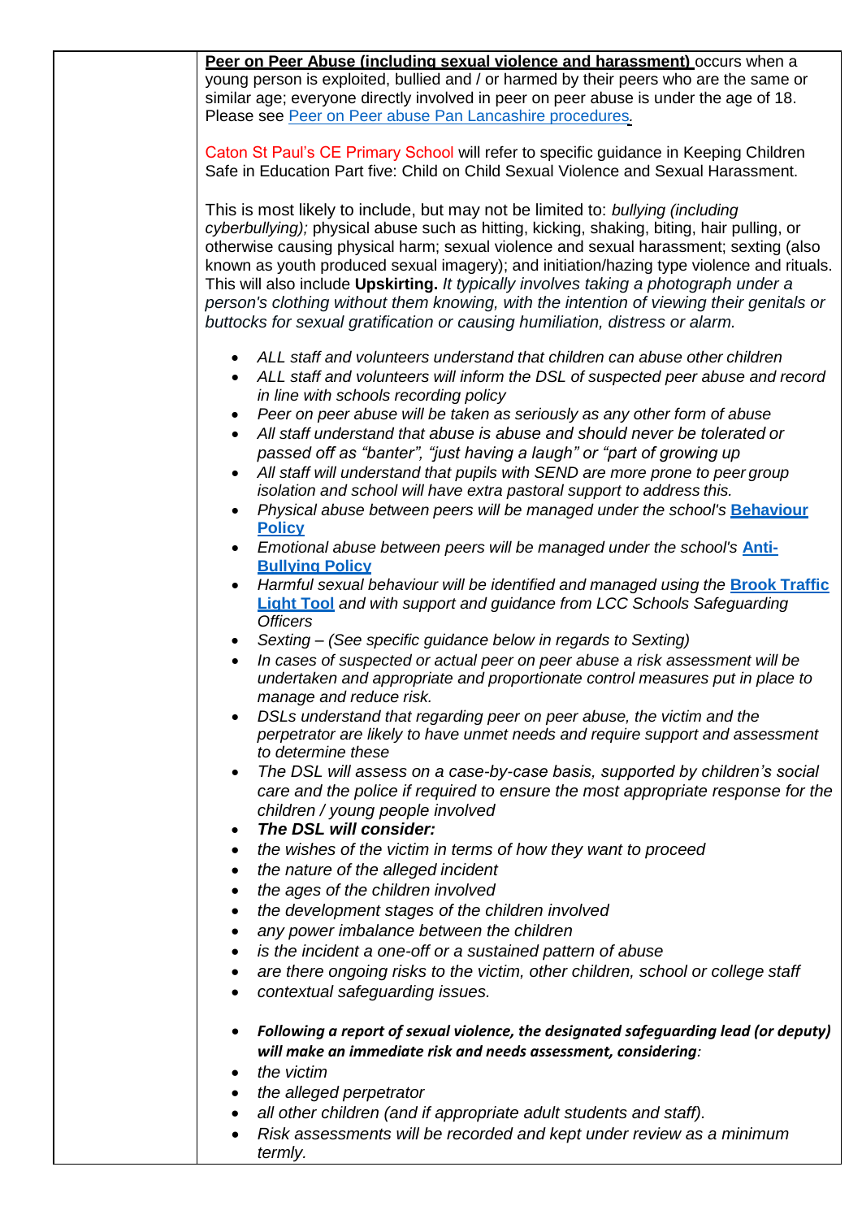**Peer on Peer Abuse (including sexual violence and harassment)** occurs when a young person is exploited, bullied and / or harmed by their peers who are the same or similar age; everyone directly involved in peer on peer abuse is under the age of 18. Please see [Peer on Peer abuse Pan Lancashire procedures](#).

Caton St Paul's CE Primary School will refer to specific guidance in Keeping Children Safe in Education Part five: Child on Child Sexual Violence and Sexual Harassment.

This is most likely to include, but may not be limited to: *bullying (including cyberbullying);* physical abuse such as hitting, kicking, shaking, biting, hair pulling, or otherwise causing physical harm; sexual violence and sexual harassment; sexting (also known as youth produced sexual imagery); and initiation/hazing type violence and rituals. This will also include **Upskirting.** *It typically involves taking a photograph under a person's clothing without them knowing, with the intention of viewing their genitals or buttocks for sexual gratification or causing humiliation, distress or alarm.*

- *ALL staff and volunteers understand that children can abuse other children*
- *ALL staff and volunteers will inform the DSL of suspected peer abuse and record in line with schools recording policy*
- *Peer on peer abuse will be taken as seriously as any other form of abuse*
- *All staff understand that abuse is abuse and should never be tolerated or passed off as "banter", "just having a laugh" or "part of growing up*
- *All staff will understand that pupils with SEND are more prone to peer group isolation and school will have extra pastoral support to address this.*
- *Physical abuse between peers will be managed under the school's* **[Behaviour Policy](#)**
- *Emotional abuse between peers will be managed under the school's* **[Anti-Bullying Policy](#)**
- *Harmful sexual behaviour will be identified and managed using the* **[Brook Traffic Light Tool](#)** *and with support and guidance from LCC Schools Safeguarding Officers*
- *Sexting – (See specific guidance below in regards to Sexting)*
- *In cases of suspected or actual peer on peer abuse a risk assessment will be undertaken and appropriate and proportionate control measures put in place to manage and reduce risk.*
- *DSLs understand that regarding peer on peer abuse, the victim and the perpetrator are likely to have unmet needs and require support and assessment to determine these*
- *The DSL will assess on a case-by-case basis, supported by children's social care and the police if required to ensure the most appropriate response for the children / young people involved*
- ***The DSL will consider:***
- *the wishes of the victim in terms of how they want to proceed*
- *the nature of the alleged incident*
- *the ages of the children involved*
- *the development stages of the children involved*
- *any power imbalance between the children*
- *is the incident a one-off or a sustained pattern of abuse*
- *are there ongoing risks to the victim, other children, school or college staff*
- *contextual safeguarding issues.*

- ***Following a report of sexual violence, the designated safeguarding lead (or deputy) will make an immediate risk and needs assessment, considering****:*
- *the victim*
- *the alleged perpetrator*
- *all other children (and if appropriate adult students and staff).*
- *Risk assessments will be recorded and kept under review as a minimum termly.*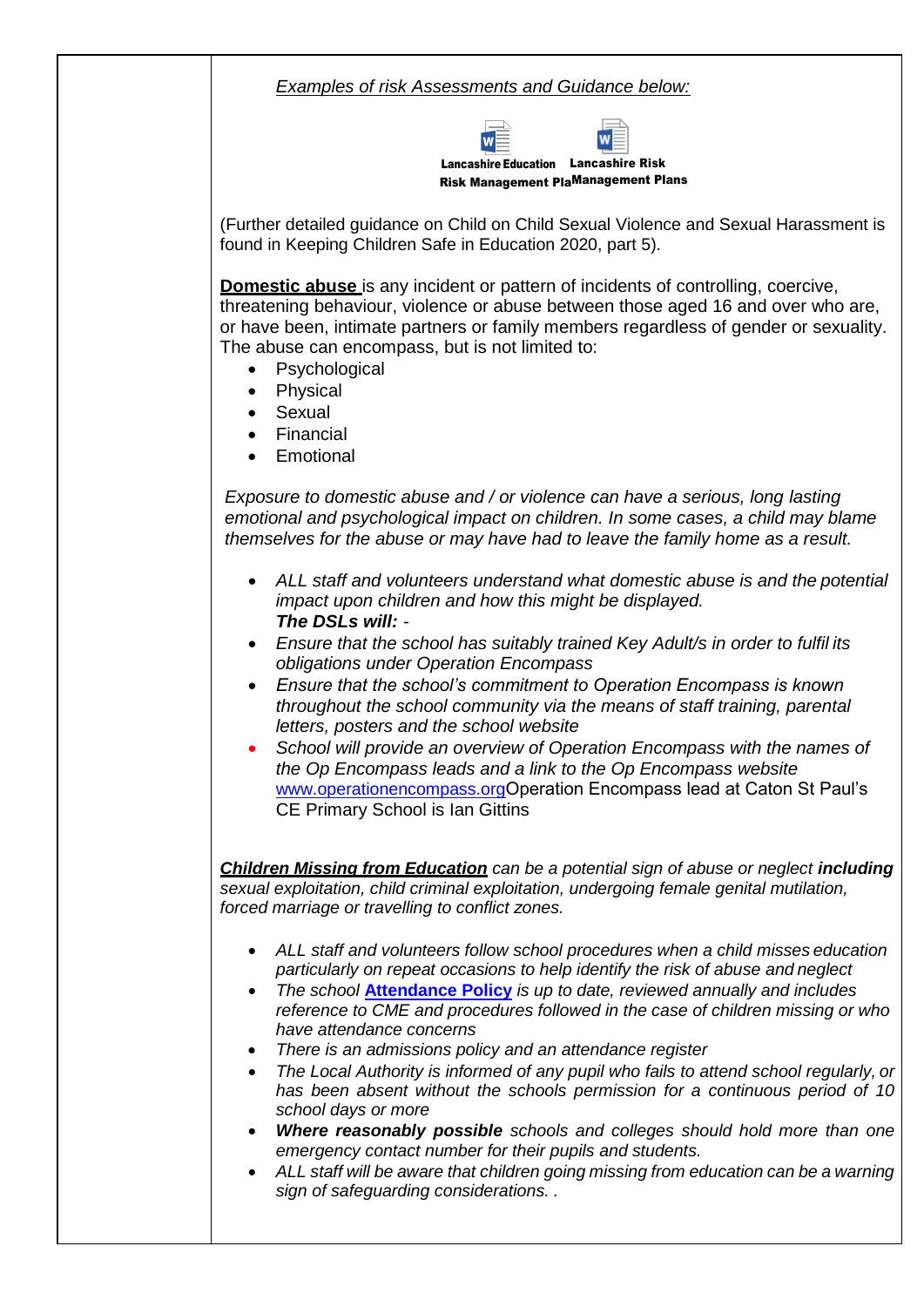*Examples of risk Assessments and Guidance below:*

Lancashire Education Risk Management Pla    Lancashire Risk Management Plans

(Further detailed guidance on Child on Child Sexual Violence and Sexual Harassment is found in Keeping Children Safe in Education 2020, part 5).

**Domestic abuse** is any incident or pattern of incidents of controlling, coercive, threatening behaviour, violence or abuse between those aged 16 and over who are, or have been, intimate partners or family members regardless of gender or sexuality. The abuse can encompass, but is not limited to:

- Psychological
- Physical
- Sexual
- Financial
- Emotional

*Exposure to domestic abuse and / or violence can have a serious, long lasting emotional and psychological impact on children. In some cases, a child may blame themselves for the abuse or may have had to leave the family home as a result.*

- *ALL staff and volunteers understand what domestic abuse is and the potential impact upon children and how this might be displayed.*
  ***The DSLs will:*** *-*
- *Ensure that the school has suitably trained Key Adult/s in order to fulfil its obligations under Operation Encompass*
- *Ensure that the school's commitment to Operation Encompass is known throughout the school community via the means of staff training, parental letters, posters and the school website*
- *School will provide an overview of Operation Encompass with the names of the Op Encompass leads and a link to the Op Encompass website* www.operationencompass.orgOperation Encompass lead at Caton St Paul's CE Primary School is Ian Gittins

***Children Missing from Education*** *can be a potential sign of abuse or neglect* ***including*** *sexual exploitation, child criminal exploitation, undergoing female genital mutilation, forced marriage or travelling to conflict zones.*

- *ALL staff and volunteers follow school procedures when a child misses education particularly on repeat occasions to help identify the risk of abuse and neglect*
- *The school* **Attendance Policy** *is up to date, reviewed annually and includes reference to CME and procedures followed in the case of children missing or who have attendance concerns*
- *There is an admissions policy and an attendance register*
- *The Local Authority is informed of any pupil who fails to attend school regularly, or has been absent without the schools permission for a continuous period of 10 school days or more*
- ***Where reasonably possible*** *schools and colleges should hold more than one emergency contact number for their pupils and students.*
- *ALL staff will be aware that children going missing from education can be a warning sign of safeguarding considerations. .*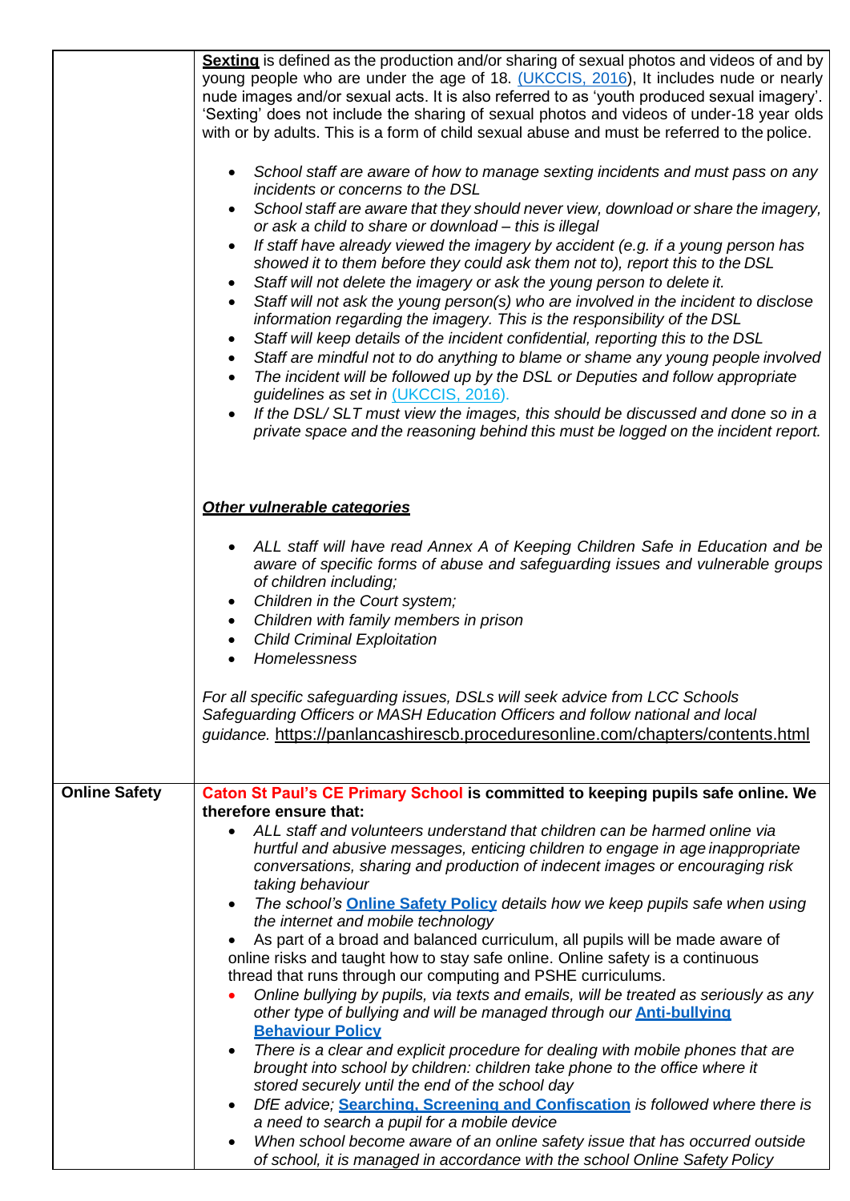| | |
|---|---|
| | **Sexting** is defined as the production and/or sharing of sexual photos and videos of and by young people who are under the age of 18. (UKCCIS, 2016), It includes nude or nearly nude images and/or sexual acts. It is also referred to as 'youth produced sexual imagery'. 'Sexting' does not include the sharing of sexual photos and videos of under-18 year olds with or by adults. This is a form of child sexual abuse and must be referred to the police.<br><br>• *School staff are aware of how to manage sexting incidents and must pass on any incidents or concerns to the DSL*<br>• *School staff are aware that they should never view, download or share the imagery, or ask a child to share or download – this is illegal*<br>• *If staff have already viewed the imagery by accident (e.g. if a young person has showed it to them before they could ask them not to), report this to the DSL*<br>• *Staff will not delete the imagery or ask the young person to delete it.*<br>• *Staff will not ask the young person(s) who are involved in the incident to disclose information regarding the imagery. This is the responsibility of the DSL*<br>• *Staff will keep details of the incident confidential, reporting this to the DSL*<br>• *Staff are mindful not to do anything to blame or shame any young people involved*<br>• *The incident will be followed up by the DSL or Deputies and follow appropriate guidelines as set in (UKCCIS, 2016).*<br>• *If the DSL/ SLT must view the images, this should be discussed and done so in a private space and the reasoning behind this must be logged on the incident report.*<br><br>***Other vulnerable categories***<br><br>• *ALL staff will have read Annex A of Keeping Children Safe in Education and be aware of specific forms of abuse and safeguarding issues and vulnerable groups of children including;*<br>• *Children in the Court system;*<br>• *Children with family members in prison*<br>• *Child Criminal Exploitation*<br>• *Homelessness*<br><br>*For all specific safeguarding issues, DSLs will seek advice from LCC Schools Safeguarding Officers or MASH Education Officers and follow national and local guidance.* https://panlancashirescb.proceduresonline.com/chapters/contents.html |
| **Online Safety** | **Caton St Paul's CE Primary School is committed to keeping pupils safe online. We therefore ensure that:**<br>• *ALL staff and volunteers understand that children can be harmed online via hurtful and abusive messages, enticing children to engage in age inappropriate conversations, sharing and production of indecent images or encouraging risk taking behaviour*<br>• *The school's* **Online Safety Policy** *details how we keep pupils safe when using the internet and mobile technology*<br>• As part of a broad and balanced curriculum, all pupils will be made aware of online risks and taught how to stay safe online. Online safety is a continuous thread that runs through our computing and PSHE curriculums.<br>• *Online bullying by pupils, via texts and emails, will be treated as seriously as any other type of bullying and will be managed through our* **Anti-bullying Behaviour Policy**<br>• *There is a clear and explicit procedure for dealing with mobile phones that are brought into school by children: children take phone to the office where it stored securely until the end of the school day*<br>• *DfE advice;* **Searching, Screening and Confiscation** *is followed where there is a need to search a pupil for a mobile device*<br>• *When school become aware of an online safety issue that has occurred outside of school, it is managed in accordance with the school Online Safety Policy* |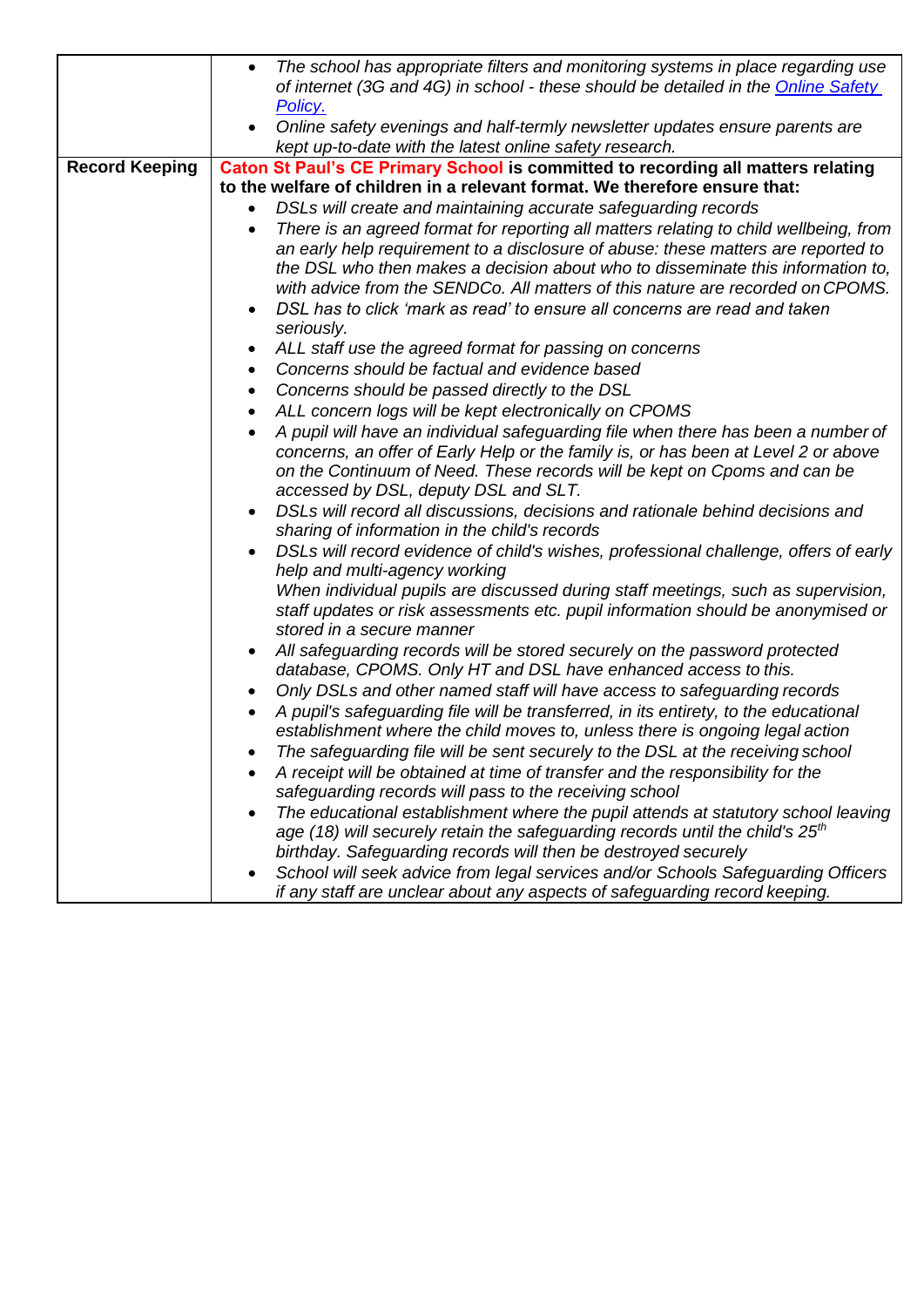| | |
|---|---|
| | • *The school has appropriate filters and monitoring systems in place regarding use of internet (3G and 4G) in school - these should be detailed in the [Online Safety Policy.](#)*<br>• *Online safety evenings and half-termly newsletter updates ensure parents are kept up-to-date with the latest online safety research.* |
| **Record Keeping** | **Caton St Paul's CE Primary School is committed to recording all matters relating to the welfare of children in a relevant format. We therefore ensure that:**<br>• *DSLs will create and maintaining accurate safeguarding records*<br>• *There is an agreed format for reporting all matters relating to child wellbeing, from an early help requirement to a disclosure of abuse: these matters are reported to the DSL who then makes a decision about who to disseminate this information to, with advice from the SENDCo. All matters of this nature are recorded on CPOMS.*<br>• *DSL has to click 'mark as read' to ensure all concerns are read and taken seriously.*<br>• *ALL staff use the agreed format for passing on concerns*<br>• *Concerns should be factual and evidence based*<br>• *Concerns should be passed directly to the DSL*<br>• *ALL concern logs will be kept electronically on CPOMS*<br>• *A pupil will have an individual safeguarding file when there has been a number of concerns, an offer of Early Help or the family is, or has been at Level 2 or above on the Continuum of Need. These records will be kept on Cpoms and can be accessed by DSL, deputy DSL and SLT.*<br>• *DSLs will record all discussions, decisions and rationale behind decisions and sharing of information in the child's records*<br>• *DSLs will record evidence of child's wishes, professional challenge, offers of early help and multi-agency working*<br>*When individual pupils are discussed during staff meetings, such as supervision, staff updates or risk assessments etc. pupil information should be anonymised or stored in a secure manner*<br>• *All safeguarding records will be stored securely on the password protected database, CPOMS. Only HT and DSL have enhanced access to this.*<br>• *Only DSLs and other named staff will have access to safeguarding records*<br>• *A pupil's safeguarding file will be transferred, in its entirety, to the educational establishment where the child moves to, unless there is ongoing legal action*<br>• *The safeguarding file will be sent securely to the DSL at the receiving school*<br>• *A receipt will be obtained at time of transfer and the responsibility for the safeguarding records will pass to the receiving school*<br>• *The educational establishment where the pupil attends at statutory school leaving age (18) will securely retain the safeguarding records until the child's 25th birthday. Safeguarding records will then be destroyed securely*<br>• *School will seek advice from legal services and/or Schools Safeguarding Officers if any staff are unclear about any aspects of safeguarding record keeping.* |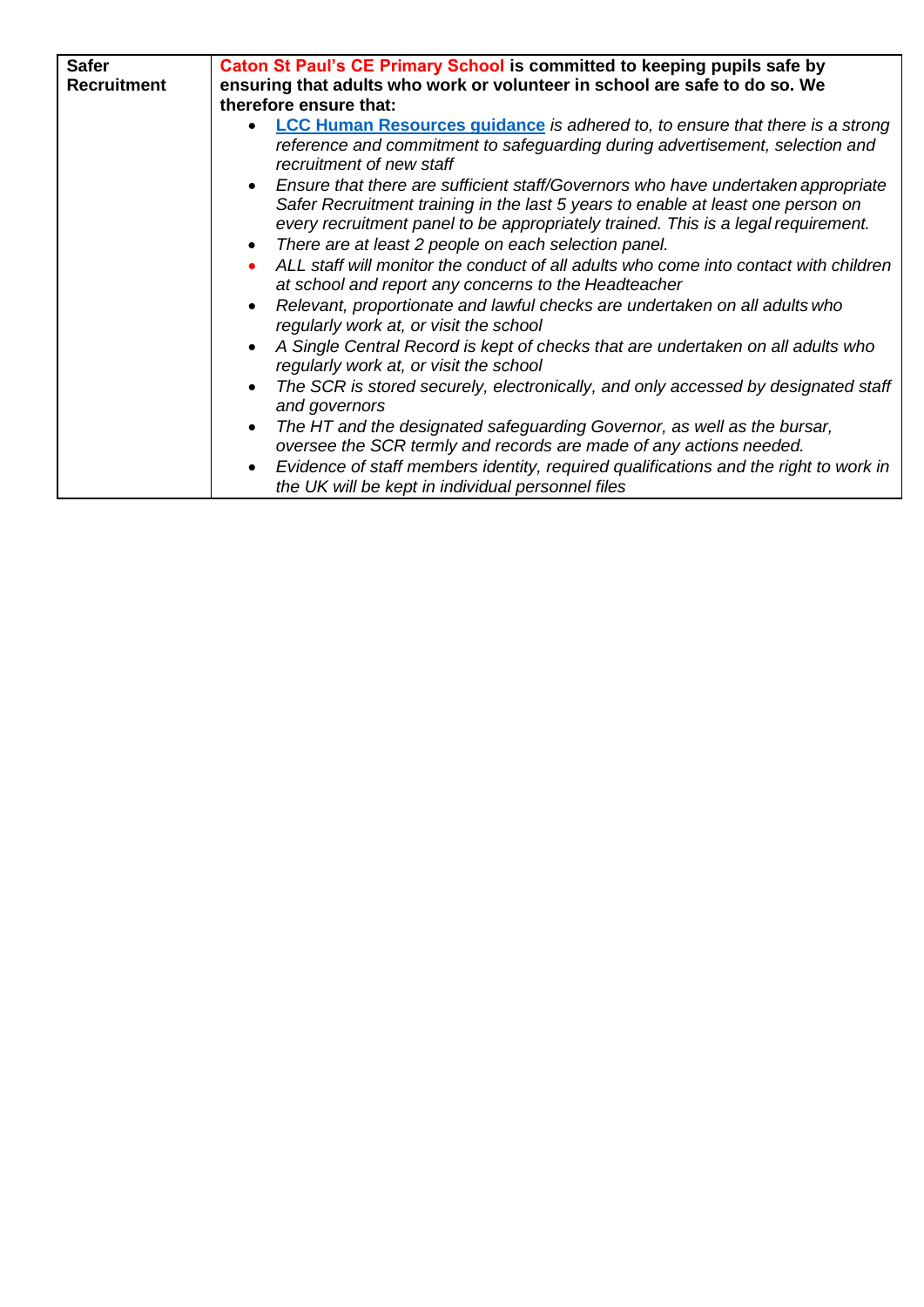| Safer Recruitment | **Caton St Paul's CE Primary School is committed to keeping pupils safe by ensuring that adults who work or volunteer in school are safe to do so. We therefore ensure that:**<br>• ***LCC Human Resources guidance*** *is adhered to, to ensure that there is a strong reference and commitment to safeguarding during advertisement, selection and recruitment of new staff*<br>• *Ensure that there are sufficient staff/Governors who have undertaken appropriate Safer Recruitment training in the last 5 years to enable at least one person on every recruitment panel to be appropriately trained. This is a legal requirement.*<br>• *There are at least 2 people on each selection panel.*<br>• *ALL staff will monitor the conduct of all adults who come into contact with children at school and report any concerns to the Headteacher*<br>• *Relevant, proportionate and lawful checks are undertaken on all adults who regularly work at, or visit the school*<br>• *A Single Central Record is kept of checks that are undertaken on all adults who regularly work at, or visit the school*<br>• *The SCR is stored securely, electronically, and only accessed by designated staff and governors*<br>• *The HT and the designated safeguarding Governor, as well as the bursar, oversee the SCR termly and records are made of any actions needed.*<br>• *Evidence of staff members identity, required qualifications and the right to work in the UK will be kept in individual personnel files* |
|---|---|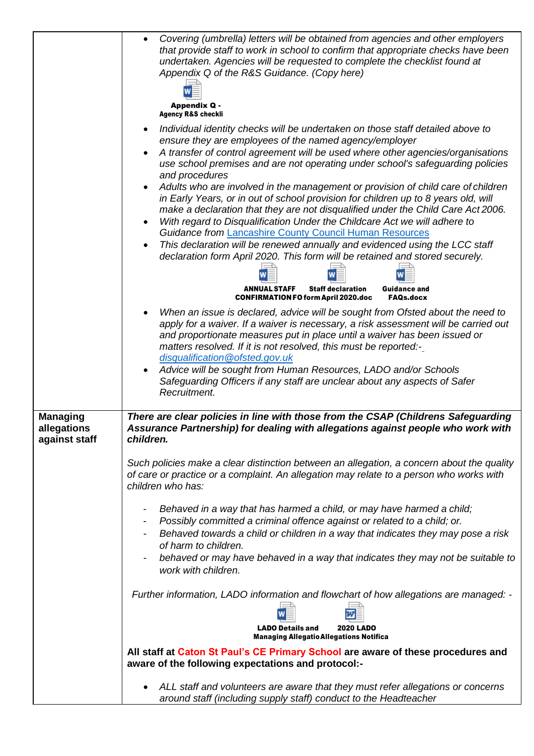| | |
|---|---|
| | • *Covering (umbrella) letters will be obtained from agencies and other employers that provide staff to work in school to confirm that appropriate checks have been undertaken. Agencies will be requested to complete the checklist found at Appendix Q of the R&S Guidance. (Copy here)* <br><br> **Appendix Q - Agency R&S checkli** <br><br> • *Individual identity checks will be undertaken on those staff detailed above to ensure they are employees of the named agency/employer* <br> • *A transfer of control agreement will be used where other agencies/organisations use school premises and are not operating under school's safeguarding policies and procedures* <br> • *Adults who are involved in the management or provision of child care of children in Early Years, or in out of school provision for children up to 8 years old, will make a declaration that they are not disqualified under the Child Care Act 2006.* <br> • *With regard to Disqualification Under the Childcare Act we will adhere to Guidance from Lancashire County Council Human Resources* <br> • *This declaration will be renewed annually and evidenced using the LCC staff declaration form April 2020. This form will be retained and stored securely.* <br><br> **ANNUAL STAFF CONFIRMATION FO** **Staff declaration form April 2020.doc** **Guidance and FAQs.docx** <br><br> • *When an issue is declared, advice will be sought from Ofsted about the need to apply for a waiver. If a waiver is necessary, a risk assessment will be carried out and proportionate measures put in place until a waiver has been issued or matters resolved. If it is not resolved, this must be reported:- disqualification@ofsted.gov.uk* <br> • *Advice will be sought from Human Resources, LADO and/or Schools Safeguarding Officers if any staff are unclear about any aspects of Safer Recruitment.* |
| **Managing allegations against staff** | ***There are clear policies in line with those from the CSAP (Childrens Safeguarding Assurance Partnership) for dealing with allegations against people who work with children.*** <br><br> *Such policies make a clear distinction between an allegation, a concern about the quality of care or practice or a complaint. An allegation may relate to a person who works with children who has:* <br><br> - *Behaved in a way that has harmed a child, or may have harmed a child;* <br> - *Possibly committed a criminal offence against or related to a child; or.* <br> - *Behaved towards a child or children in a way that indicates they may pose a risk of harm to children.* <br> - *behaved or may have behaved in a way that indicates they may not be suitable to work with children.* <br><br> *Further information, LADO information and flowchart of how allegations are managed: -* <br><br> **LADO Details and Managing Allegatio** **2020 LADO Allegations Notifica** <br><br> **All staff at Caton St Paul's CE Primary School are aware of these procedures and aware of the following expectations and protocol:-** <br><br> • *ALL staff and volunteers are aware that they must refer allegations or concerns around staff (including supply staff) conduct to the Headteacher* |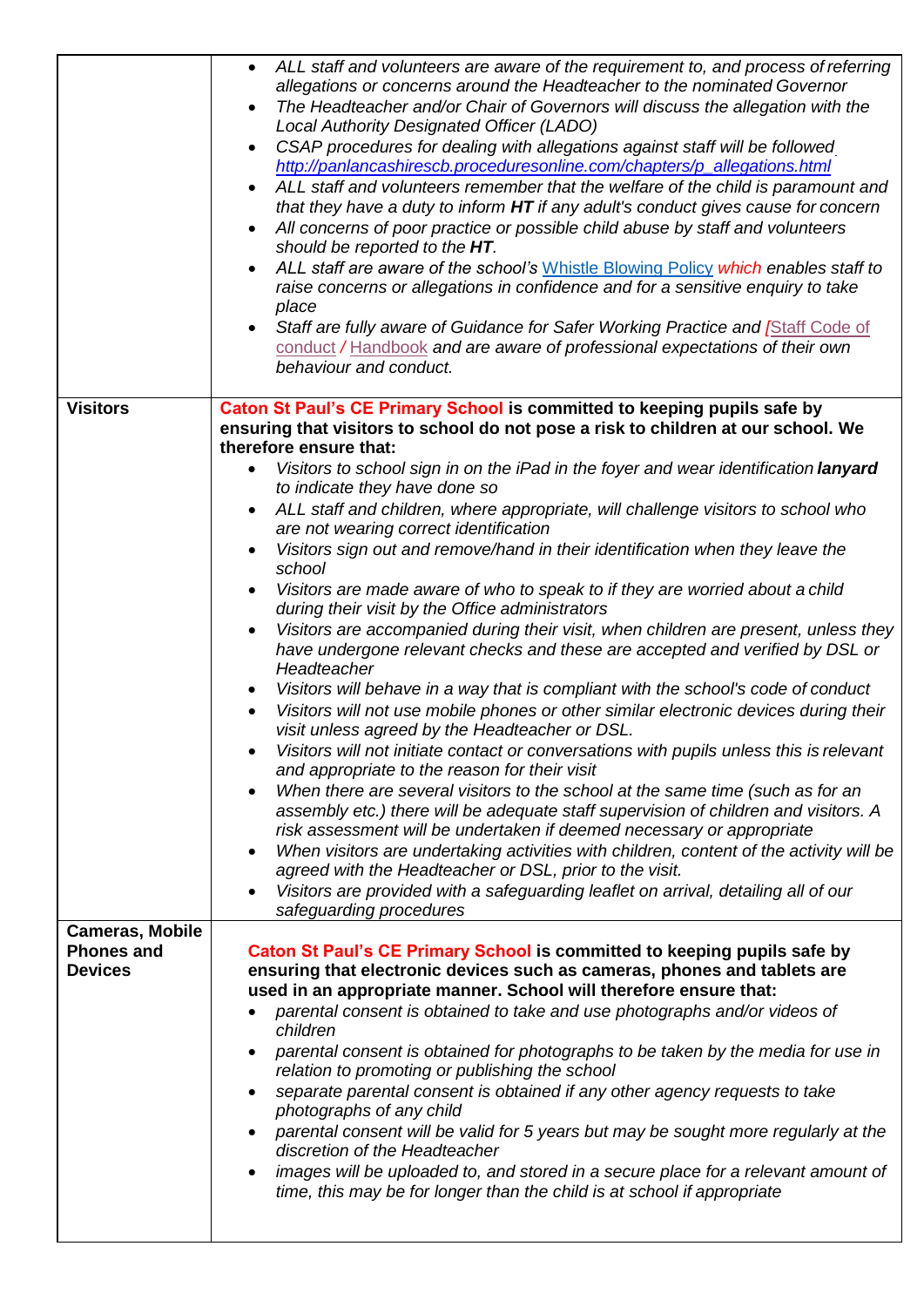| | |
|---|---|
| | • *ALL staff and volunteers are aware of the requirement to, and process of referring allegations or concerns around the Headteacher to the nominated Governor*<br>• *The Headteacher and/or Chair of Governors will discuss the allegation with the Local Authority Designated Officer (LADO)*<br>• *CSAP procedures for dealing with allegations against staff will be followed http://panlancashirescb.proceduresonline.com/chapters/p_allegations.html*<br>• *ALL staff and volunteers remember that the welfare of the child is paramount and that they have a duty to inform **HT** if any adult's conduct gives cause for concern*<br>• *All concerns of poor practice or possible child abuse by staff and volunteers should be reported to the **HT**.*<br>• *ALL staff are aware of the school's* Whistle Blowing Policy *which enables staff to raise concerns or allegations in confidence and for a sensitive enquiry to take place*<br>• *Staff are fully aware of Guidance for Safer Working Practice and [*Staff Code of conduct */* Handbook *and are aware of professional expectations of their own behaviour and conduct.* |
| **Visitors** | **Caton St Paul's CE Primary School is committed to keeping pupils safe by ensuring that visitors to school do not pose a risk to children at our school. We therefore ensure that:**<br>• *Visitors to school sign in on the iPad in the foyer and wear identification **lanyard** to indicate they have done so*<br>• *ALL staff and children, where appropriate, will challenge visitors to school who are not wearing correct identification*<br>• *Visitors sign out and remove/hand in their identification when they leave the school*<br>• *Visitors are made aware of who to speak to if they are worried about a child during their visit by the Office administrators*<br>• *Visitors are accompanied during their visit, when children are present, unless they have undergone relevant checks and these are accepted and verified by DSL or Headteacher*<br>• *Visitors will behave in a way that is compliant with the school's code of conduct*<br>• *Visitors will not use mobile phones or other similar electronic devices during their visit unless agreed by the Headteacher or DSL.*<br>• *Visitors will not initiate contact or conversations with pupils unless this is relevant and appropriate to the reason for their visit*<br>• *When there are several visitors to the school at the same time (such as for an assembly etc.) there will be adequate staff supervision of children and visitors. A risk assessment will be undertaken if deemed necessary or appropriate*<br>• *When visitors are undertaking activities with children, content of the activity will be agreed with the Headteacher or DSL, prior to the visit.*<br>• *Visitors are provided with a safeguarding leaflet on arrival, detailing all of our safeguarding procedures* |
| **Cameras, Mobile Phones and Devices** | **Caton St Paul's CE Primary School is committed to keeping pupils safe by ensuring that electronic devices such as cameras, phones and tablets are used in an appropriate manner. School will therefore ensure that:**<br>• *parental consent is obtained to take and use photographs and/or videos of children*<br>• *parental consent is obtained for photographs to be taken by the media for use in relation to promoting or publishing the school*<br>• *separate parental consent is obtained if any other agency requests to take photographs of any child*<br>• *parental consent will be valid for 5 years but may be sought more regularly at the discretion of the Headteacher*<br>• *images will be uploaded to, and stored in a secure place for a relevant amount of time, this may be for longer than the child is at school if appropriate* |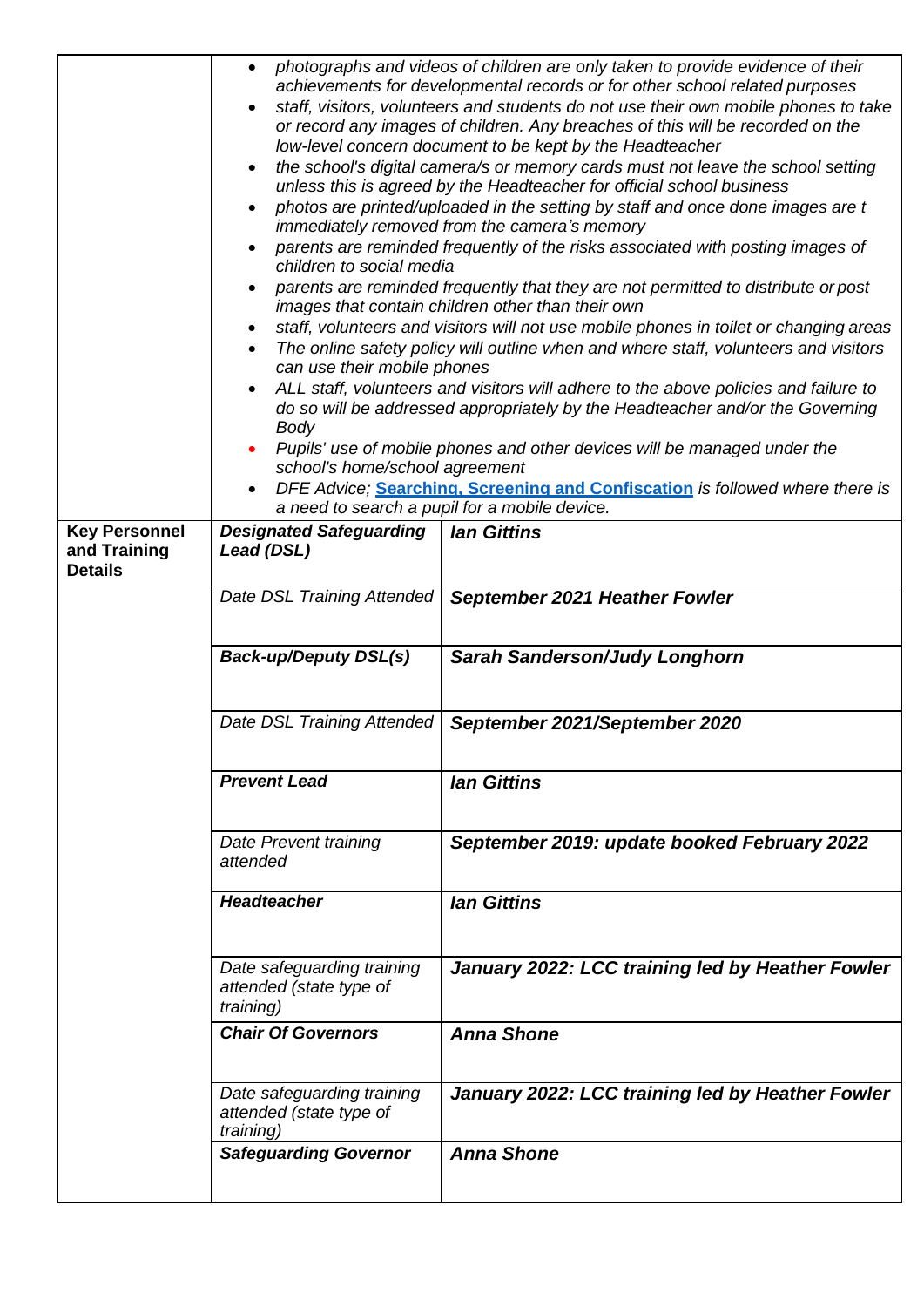| | | |
|---|---|---|
| | <ul><li>*photographs and videos of children are only taken to provide evidence of their achievements for developmental records or for other school related purposes*</li><li>*staff, visitors, volunteers and students do not use their own mobile phones to take or record any images of children. Any breaches of this will be recorded on the low-level concern document to be kept by the Headteacher*</li><li>*the school's digital camera/s or memory cards must not leave the school setting unless this is agreed by the Headteacher for official school business*</li><li>*photos are printed/uploaded in the setting by staff and once done images are t immediately removed from the camera's memory*</li><li>*parents are reminded frequently of the risks associated with posting images of children to social media*</li><li>*parents are reminded frequently that they are not permitted to distribute or post images that contain children other than their own*</li><li>*staff, volunteers and visitors will not use mobile phones in toilet or changing areas*</li><li>*The online safety policy will outline when and where staff, volunteers and visitors can use their mobile phones*</li><li>*ALL staff, volunteers and visitors will adhere to the above policies and failure to do so will be addressed appropriately by the Headteacher and/or the Governing Body*</li><li>*Pupils' use of mobile phones and other devices will be managed under the school's home/school agreement*</li><li>*DFE Advice;* **Searching, Screening and Confiscation** *is followed where there is a need to search a pupil for a mobile device.*</li></ul> | |
| **Key Personnel and Training Details** | ***Designated Safeguarding Lead (DSL)*** | ***Ian Gittins*** |
| | *Date DSL Training Attended* | ***September 2021 Heather Fowler*** |
| | ***Back-up/Deputy DSL(s)*** | ***Sarah Sanderson/Judy Longhorn*** |
| | *Date DSL Training Attended* | ***September 2021/September 2020*** |
| | ***Prevent Lead*** | ***Ian Gittins*** |
| | *Date Prevent training attended* | ***September 2019: update booked February 2022*** |
| | ***Headteacher*** | ***Ian Gittins*** |
| | *Date safeguarding training attended (state type of training)* | ***January 2022: LCC training led by Heather Fowler*** |
| | ***Chair Of Governors*** | ***Anna Shone*** |
| | *Date safeguarding training attended (state type of training)* | ***January 2022: LCC training led by Heather Fowler*** |
| | ***Safeguarding Governor*** | ***Anna Shone*** |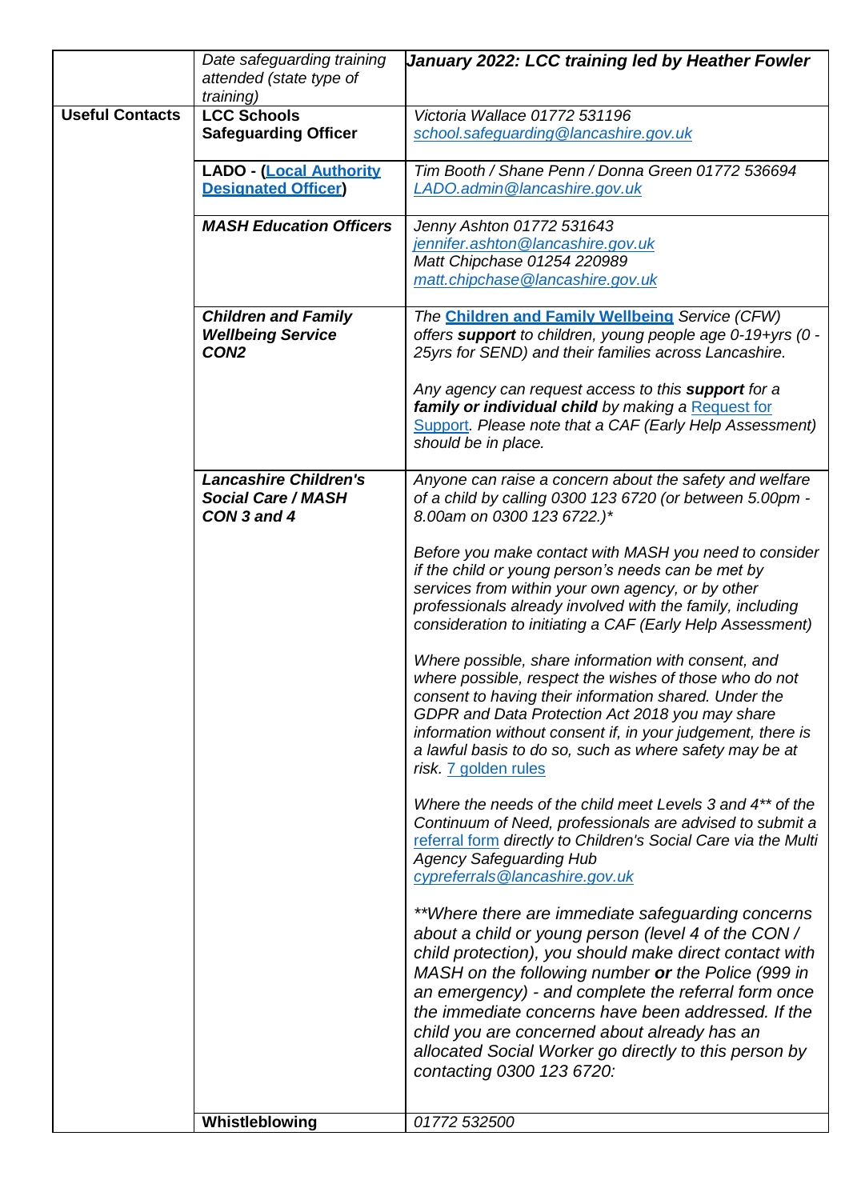| | | |
|---|---|---|
| | *Date safeguarding training attended (state type of training)* | ***January 2022: LCC training led by Heather Fowler*** |
| **Useful Contacts** | **LCC Schools Safeguarding Officer** | *Victoria Wallace 01772 531196*<br>*school.safeguarding@lancashire.gov.uk* |
| | **LADO - (Local Authority Designated Officer)** | *Tim Booth / Shane Penn / Donna Green 01772 536694*<br>*LADO.admin@lancashire.gov.uk* |
| | ***MASH Education Officers*** | *Jenny Ashton 01772 531643*<br>*jennifer.ashton@lancashire.gov.uk*<br>*Matt Chipchase 01254 220989*<br>*matt.chipchase@lancashire.gov.uk* |
| | ***Children and Family Wellbeing Service CON2*** | *The **Children and Family Wellbeing** Service (CFW) offers **support** to children, young people age 0-19+yrs (0 - 25yrs for SEND) and their families across Lancashire.*<br><br>*Any agency can request access to this **support** for a **family or individual child** by making a Request for Support. Please note that a CAF (Early Help Assessment) should be in place.* |
| | ***Lancashire Children's Social Care / MASH CON 3 and 4*** | *Anyone can raise a concern about the safety and welfare of a child by calling 0300 123 6720 (or between 5.00pm - 8.00am on 0300 123 6722.)**<br><br>*Before you make contact with MASH you need to consider if the child or young person's needs can be met by services from within your own agency, or by other professionals already involved with the family, including consideration to initiating a CAF (Early Help Assessment)*<br><br>*Where possible, share information with consent, and where possible, respect the wishes of those who do not consent to having their information shared. Under the GDPR and Data Protection Act 2018 you may share information without consent if, in your judgement, there is a lawful basis to do so, such as where safety may be at risk.* 7 golden rules<br><br>*Where the needs of the child meet Levels 3 and 4** of the Continuum of Need, professionals are advised to submit a* referral form *directly to Children's Social Care via the Multi Agency Safeguarding Hub*<br>*cypreferrals@lancashire.gov.uk*<br><br>***Where there are immediate safeguarding concerns about a child or young person (level 4 of the CON / child protection), you should make direct contact with MASH on the following number **or** the Police (999 in an emergency) - and complete the referral form once the immediate concerns have been addressed. If the child you are concerned about already has an allocated Social Worker go directly to this person by contacting 0300 123 6720:* |
| | **Whistleblowing** | *01772 532500* |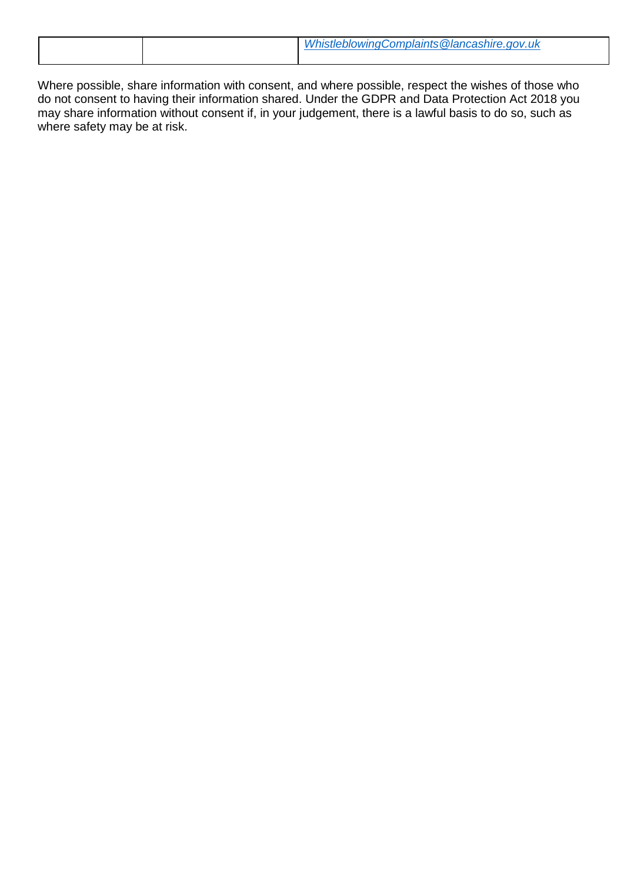| | | |
|---|---|---|
| | | *WhistleblowingComplaints@lancashire.gov.uk* |

Where possible, share information with consent, and where possible, respect the wishes of those who do not consent to having their information shared. Under the GDPR and Data Protection Act 2018 you may share information without consent if, in your judgement, there is a lawful basis to do so, such as where safety may be at risk.